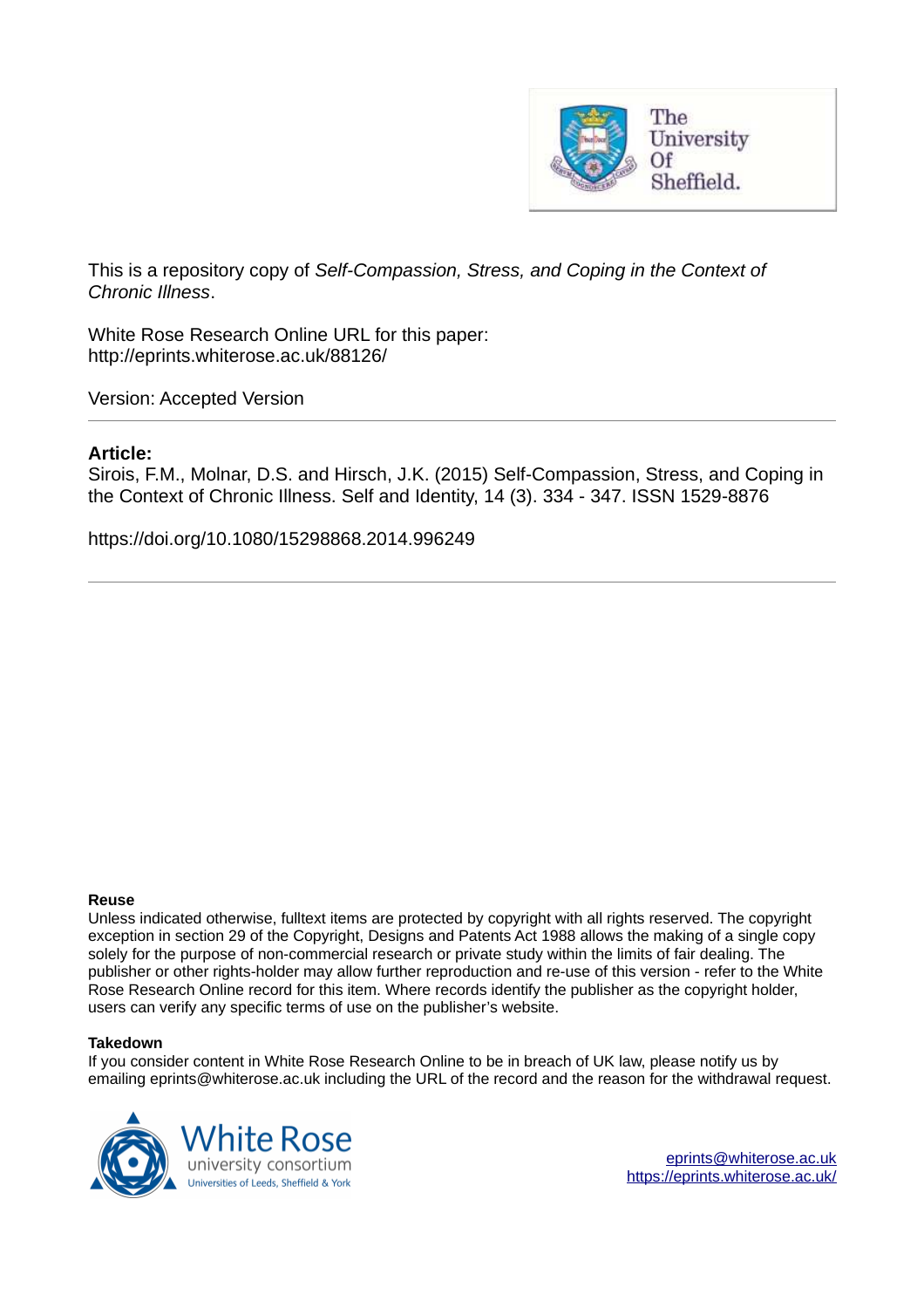This is a repository copy of *Self-Compassion, Stress, and Coping in the Context of Chronic Illness*.

White Rose Research Online URL for this paper:
http://eprints.whiterose.ac.uk/88126/

Version: Accepted Version

---

**Article:**

Sirois, F.M., Molnar, D.S. and Hirsch, J.K. (2015) Self-Compassion, Stress, and Coping in the Context of Chronic Illness. Self and Identity, 14 (3). 334 - 347. ISSN 1529-8876

https://doi.org/10.1080/15298868.2014.996249

---

**Reuse**

Unless indicated otherwise, fulltext items are protected by copyright with all rights reserved. The copyright exception in section 29 of the Copyright, Designs and Patents Act 1988 allows the making of a single copy solely for the purpose of non-commercial research or private study within the limits of fair dealing. The publisher or other rights-holder may allow further reproduction and re-use of this version - refer to the White Rose Research Online record for this item. Where records identify the publisher as the copyright holder, users can verify any specific terms of use on the publisher's website.

**Takedown**

If you consider content in White Rose Research Online to be in breach of UK law, please notify us by emailing eprints@whiterose.ac.uk including the URL of the record and the reason for the withdrawal request.

eprints@whiterose.ac.uk
https://eprints.whiterose.ac.uk/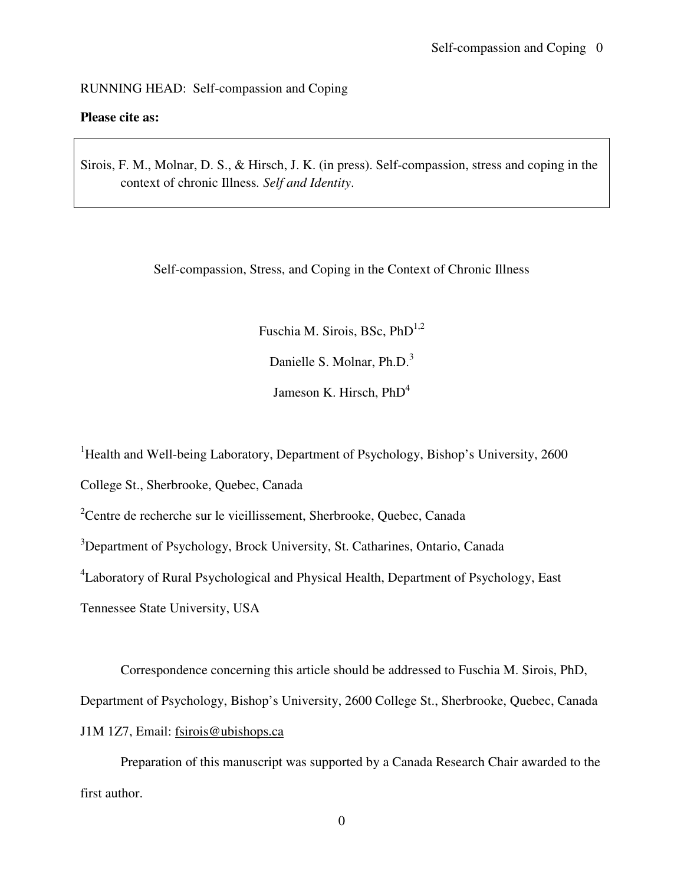RUNNING HEAD: Self-compassion and Coping

**Please cite as:**

Sirois, F. M., Molnar, D. S., & Hirsch, J. K. (in press). Self-compassion, stress and coping in the context of chronic Illness. *Self and Identity*.

Self-compassion, Stress, and Coping in the Context of Chronic Illness

Fuschia M. Sirois, BSc, PhD[1,2]

Danielle S. Molnar, Ph.D.[3]

Jameson K. Hirsch, PhD[4]

[1]Health and Well-being Laboratory, Department of Psychology, Bishop's University, 2600 College St., Sherbrooke, Quebec, Canada

[2]Centre de recherche sur le vieillissement, Sherbrooke, Quebec, Canada

[3]Department of Psychology, Brock University, St. Catharines, Ontario, Canada

[4]Laboratory of Rural Psychological and Physical Health, Department of Psychology, East Tennessee State University, USA

Correspondence concerning this article should be addressed to Fuschia M. Sirois, PhD, Department of Psychology, Bishop's University, 2600 College St., Sherbrooke, Quebec, Canada J1M 1Z7, Email: fsirois@ubishops.ca

Preparation of this manuscript was supported by a Canada Research Chair awarded to the first author.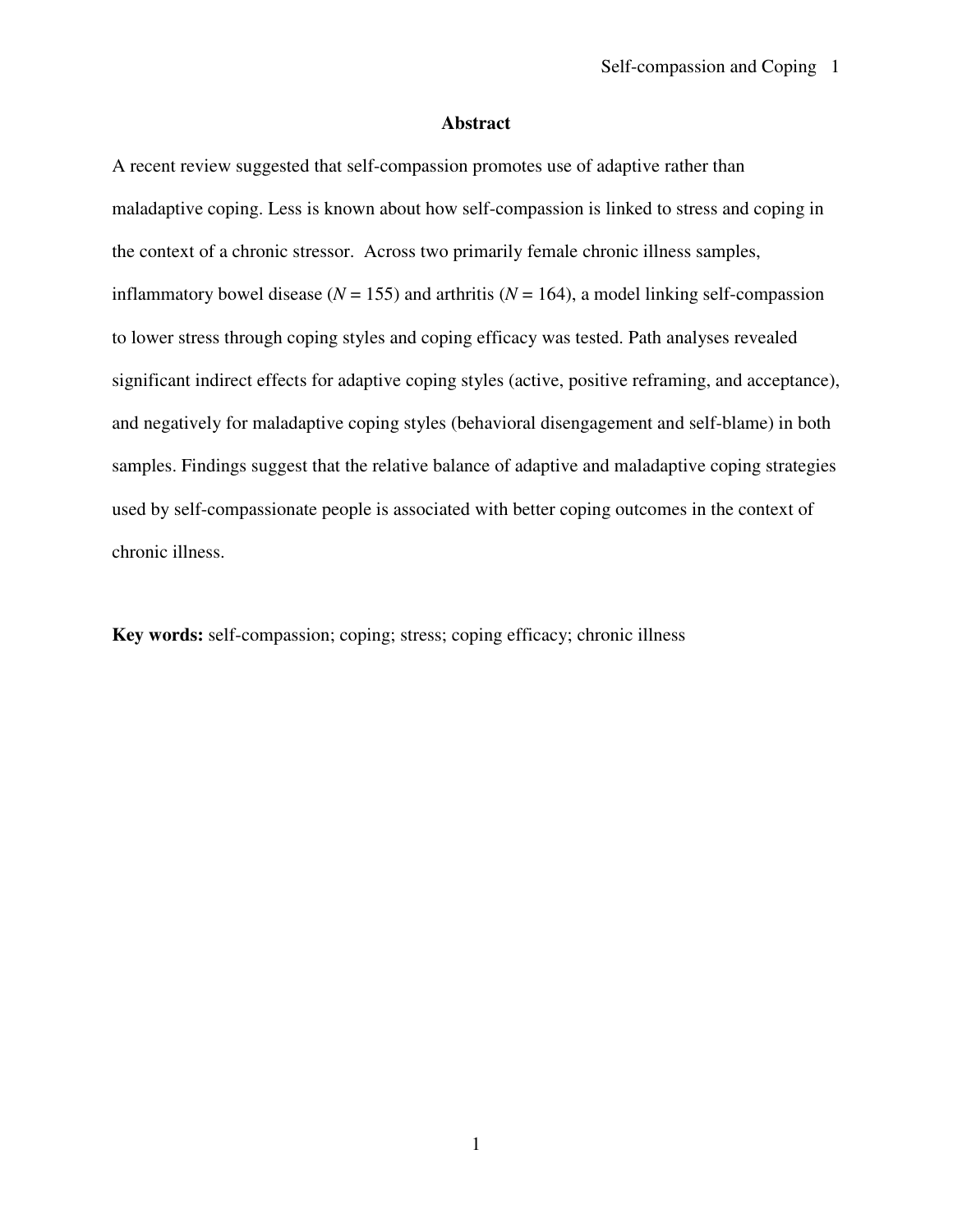## Abstract

A recent review suggested that self-compassion promotes use of adaptive rather than maladaptive coping. Less is known about how self-compassion is linked to stress and coping in the context of a chronic stressor. Across two primarily female chronic illness samples, inflammatory bowel disease ($N$ = 155) and arthritis ($N$ = 164), a model linking self-compassion to lower stress through coping styles and coping efficacy was tested. Path analyses revealed significant indirect effects for adaptive coping styles (active, positive reframing, and acceptance), and negatively for maladaptive coping styles (behavioral disengagement and self-blame) in both samples. Findings suggest that the relative balance of adaptive and maladaptive coping strategies used by self-compassionate people is associated with better coping outcomes in the context of chronic illness.

**Key words:** self-compassion; coping; stress; coping efficacy; chronic illness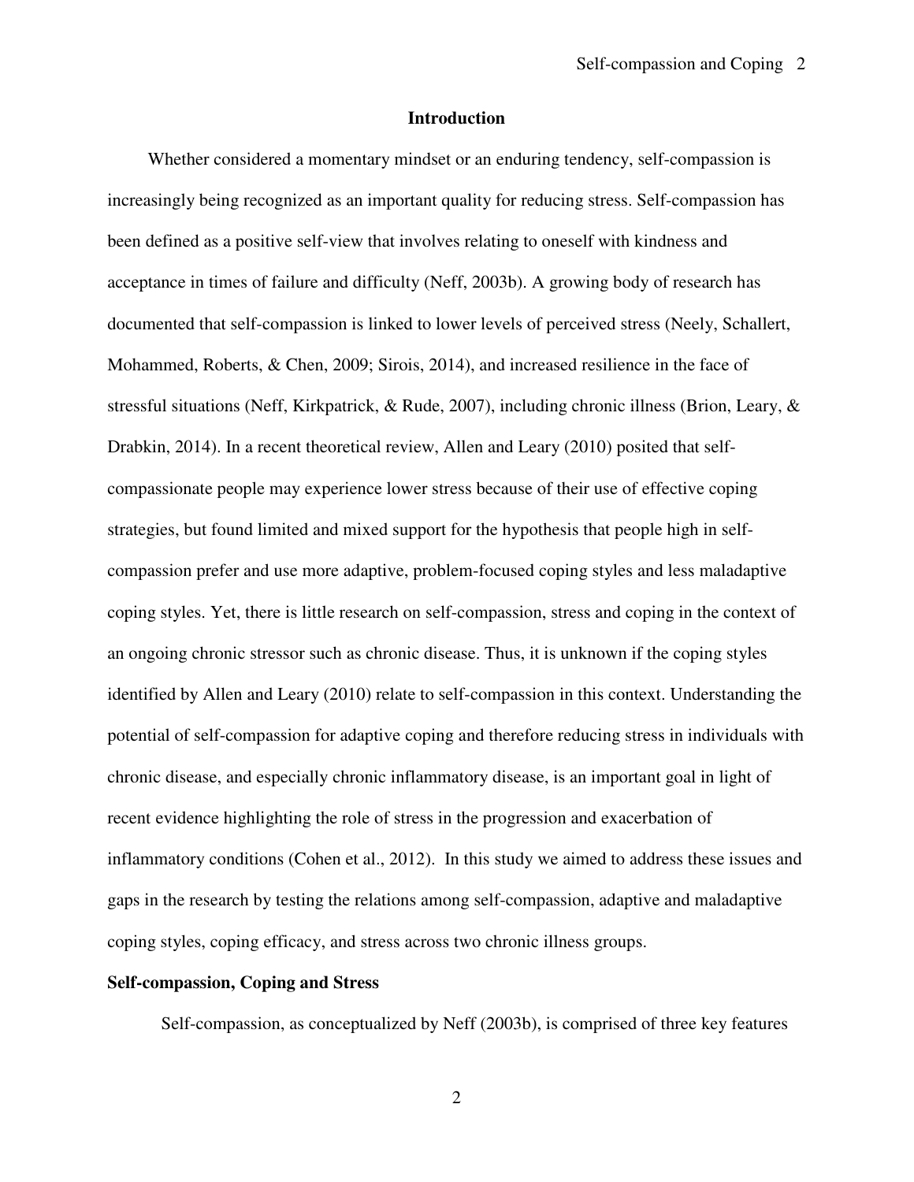## Introduction

Whether considered a momentary mindset or an enduring tendency, self-compassion is increasingly being recognized as an important quality for reducing stress. Self-compassion has been defined as a positive self-view that involves relating to oneself with kindness and acceptance in times of failure and difficulty (Neff, 2003b). A growing body of research has documented that self-compassion is linked to lower levels of perceived stress (Neely, Schallert, Mohammed, Roberts, & Chen, 2009; Sirois, 2014), and increased resilience in the face of stressful situations (Neff, Kirkpatrick, & Rude, 2007), including chronic illness (Brion, Leary, & Drabkin, 2014). In a recent theoretical review, Allen and Leary (2010) posited that self-compassionate people may experience lower stress because of their use of effective coping strategies, but found limited and mixed support for the hypothesis that people high in self-compassion prefer and use more adaptive, problem-focused coping styles and less maladaptive coping styles. Yet, there is little research on self-compassion, stress and coping in the context of an ongoing chronic stressor such as chronic disease. Thus, it is unknown if the coping styles identified by Allen and Leary (2010) relate to self-compassion in this context. Understanding the potential of self-compassion for adaptive coping and therefore reducing stress in individuals with chronic disease, and especially chronic inflammatory disease, is an important goal in light of recent evidence highlighting the role of stress in the progression and exacerbation of inflammatory conditions (Cohen et al., 2012). In this study we aimed to address these issues and gaps in the research by testing the relations among self-compassion, adaptive and maladaptive coping styles, coping efficacy, and stress across two chronic illness groups.

### Self-compassion, Coping and Stress

Self-compassion, as conceptualized by Neff (2003b), is comprised of three key features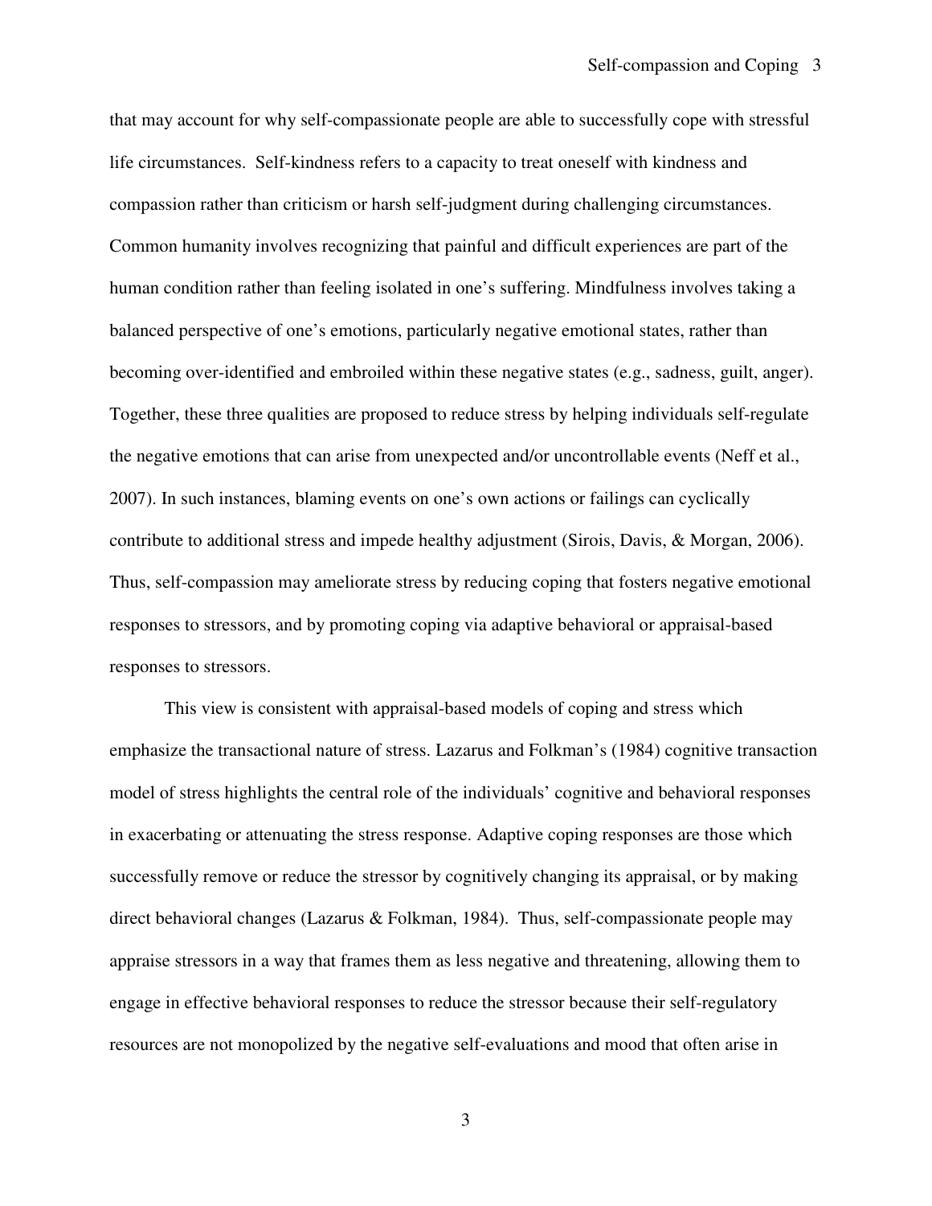that may account for why self-compassionate people are able to successfully cope with stressful life circumstances. Self-kindness refers to a capacity to treat oneself with kindness and compassion rather than criticism or harsh self-judgment during challenging circumstances. Common humanity involves recognizing that painful and difficult experiences are part of the human condition rather than feeling isolated in one's suffering. Mindfulness involves taking a balanced perspective of one's emotions, particularly negative emotional states, rather than becoming over-identified and embroiled within these negative states (e.g., sadness, guilt, anger). Together, these three qualities are proposed to reduce stress by helping individuals self-regulate the negative emotions that can arise from unexpected and/or uncontrollable events (Neff et al., 2007). In such instances, blaming events on one's own actions or failings can cyclically contribute to additional stress and impede healthy adjustment (Sirois, Davis, & Morgan, 2006). Thus, self-compassion may ameliorate stress by reducing coping that fosters negative emotional responses to stressors, and by promoting coping via adaptive behavioral or appraisal-based responses to stressors.

This view is consistent with appraisal-based models of coping and stress which emphasize the transactional nature of stress. Lazarus and Folkman's (1984) cognitive transaction model of stress highlights the central role of the individuals' cognitive and behavioral responses in exacerbating or attenuating the stress response. Adaptive coping responses are those which successfully remove or reduce the stressor by cognitively changing its appraisal, or by making direct behavioral changes (Lazarus & Folkman, 1984). Thus, self-compassionate people may appraise stressors in a way that frames them as less negative and threatening, allowing them to engage in effective behavioral responses to reduce the stressor because their self-regulatory resources are not monopolized by the negative self-evaluations and mood that often arise in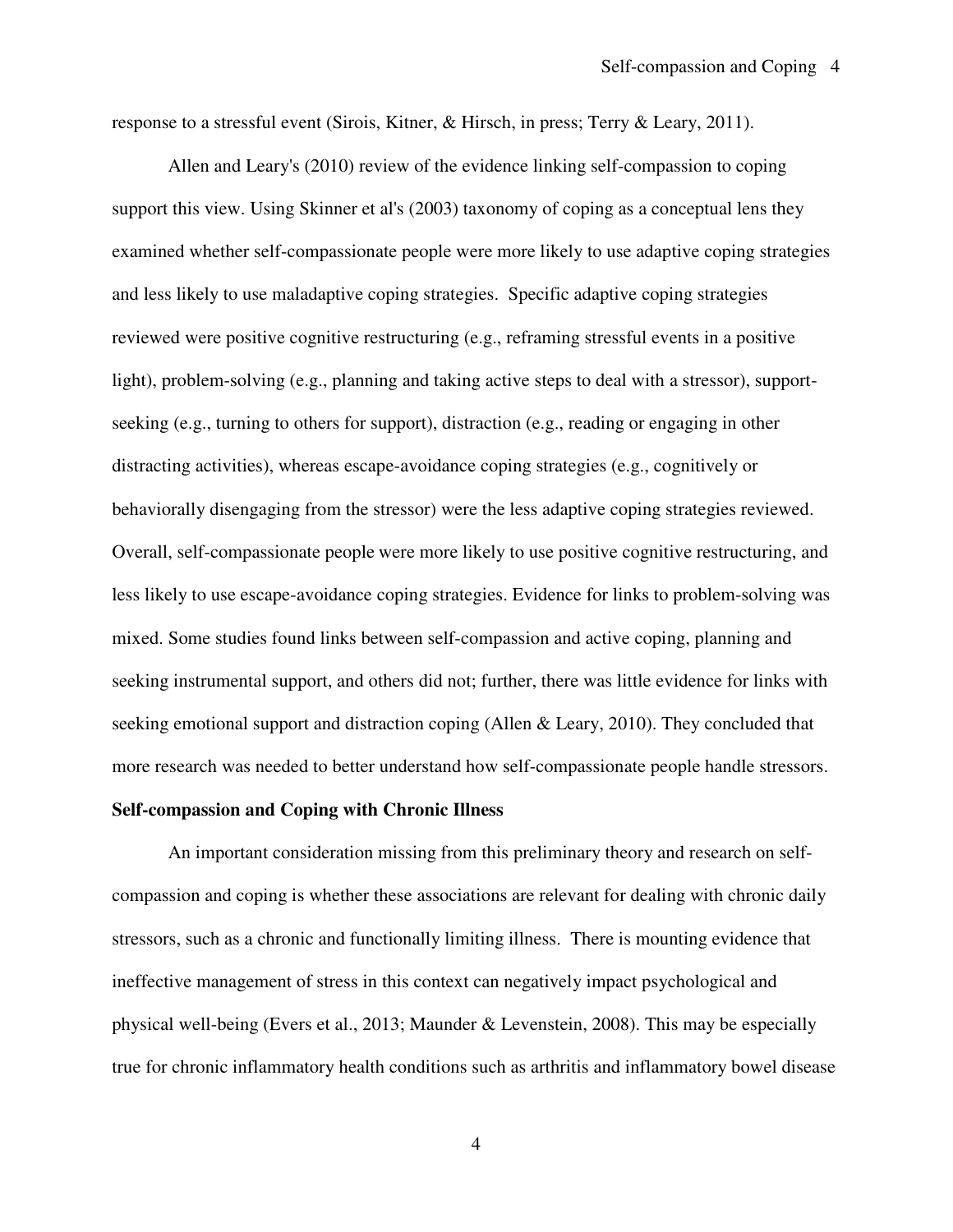response to a stressful event (Sirois, Kitner, & Hirsch, in press; Terry & Leary, 2011).

Allen and Leary's (2010) review of the evidence linking self-compassion to coping support this view. Using Skinner et al's (2003) taxonomy of coping as a conceptual lens they examined whether self-compassionate people were more likely to use adaptive coping strategies and less likely to use maladaptive coping strategies. Specific adaptive coping strategies reviewed were positive cognitive restructuring (e.g., reframing stressful events in a positive light), problem-solving (e.g., planning and taking active steps to deal with a stressor), support-seeking (e.g., turning to others for support), distraction (e.g., reading or engaging in other distracting activities), whereas escape-avoidance coping strategies (e.g., cognitively or behaviorally disengaging from the stressor) were the less adaptive coping strategies reviewed. Overall, self-compassionate people were more likely to use positive cognitive restructuring, and less likely to use escape-avoidance coping strategies. Evidence for links to problem-solving was mixed. Some studies found links between self-compassion and active coping, planning and seeking instrumental support, and others did not; further, there was little evidence for links with seeking emotional support and distraction coping (Allen & Leary, 2010). They concluded that more research was needed to better understand how self-compassionate people handle stressors.

**Self-compassion and Coping with Chronic Illness**

An important consideration missing from this preliminary theory and research on self-compassion and coping is whether these associations are relevant for dealing with chronic daily stressors, such as a chronic and functionally limiting illness. There is mounting evidence that ineffective management of stress in this context can negatively impact psychological and physical well-being (Evers et al., 2013; Maunder & Levenstein, 2008). This may be especially true for chronic inflammatory health conditions such as arthritis and inflammatory bowel disease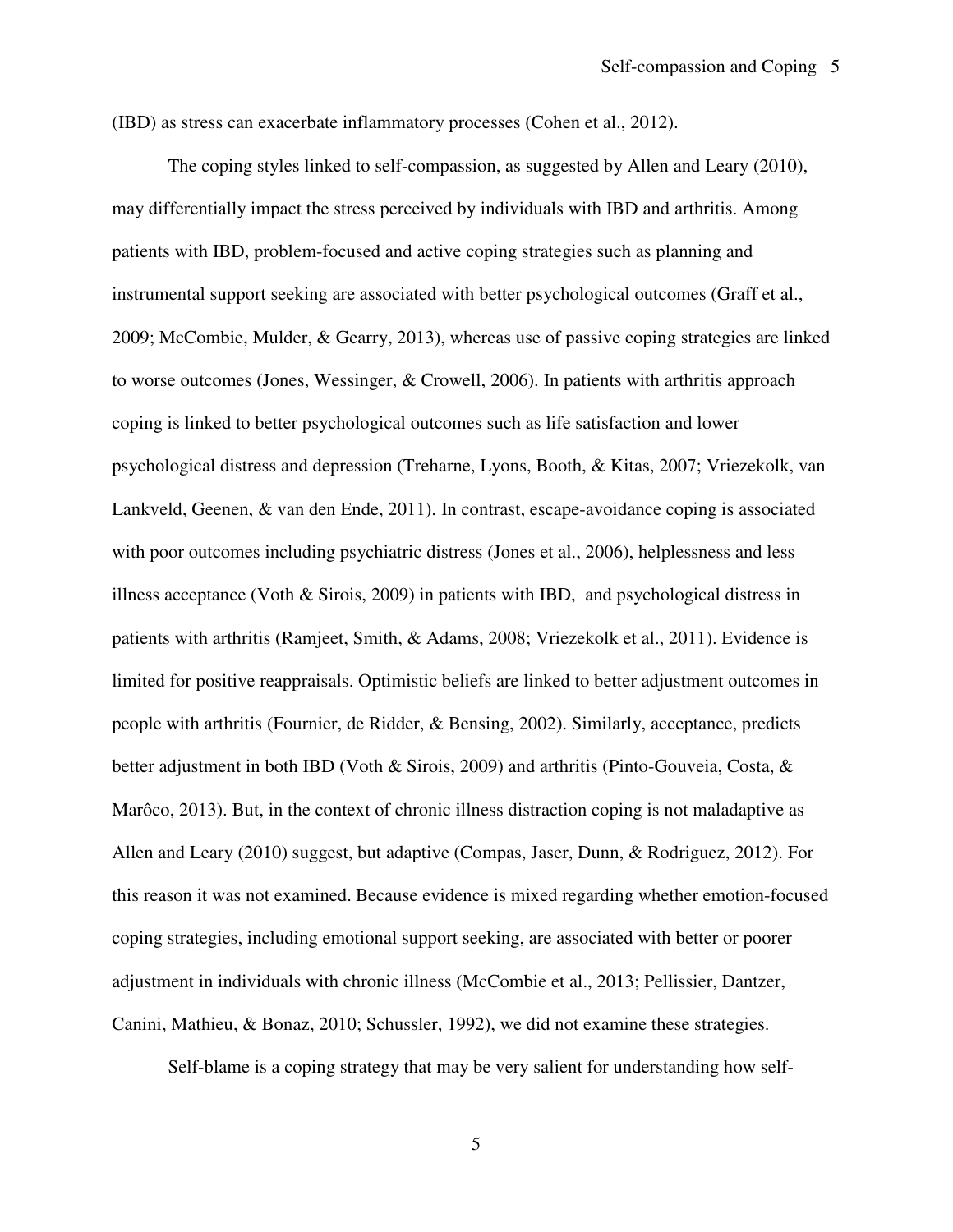(IBD) as stress can exacerbate inflammatory processes (Cohen et al., 2012).

The coping styles linked to self-compassion, as suggested by Allen and Leary (2010), may differentially impact the stress perceived by individuals with IBD and arthritis. Among patients with IBD, problem-focused and active coping strategies such as planning and instrumental support seeking are associated with better psychological outcomes (Graff et al., 2009; McCombie, Mulder, & Gearry, 2013), whereas use of passive coping strategies are linked to worse outcomes (Jones, Wessinger, & Crowell, 2006). In patients with arthritis approach coping is linked to better psychological outcomes such as life satisfaction and lower psychological distress and depression (Treharne, Lyons, Booth, & Kitas, 2007; Vriezekolk, van Lankveld, Geenen, & van den Ende, 2011). In contrast, escape-avoidance coping is associated with poor outcomes including psychiatric distress (Jones et al., 2006), helplessness and less illness acceptance (Voth & Sirois, 2009) in patients with IBD, and psychological distress in patients with arthritis (Ramjeet, Smith, & Adams, 2008; Vriezekolk et al., 2011). Evidence is limited for positive reappraisals. Optimistic beliefs are linked to better adjustment outcomes in people with arthritis (Fournier, de Ridder, & Bensing, 2002). Similarly, acceptance, predicts better adjustment in both IBD (Voth & Sirois, 2009) and arthritis (Pinto-Gouveia, Costa, & Marôco, 2013). But, in the context of chronic illness distraction coping is not maladaptive as Allen and Leary (2010) suggest, but adaptive (Compas, Jaser, Dunn, & Rodriguez, 2012). For this reason it was not examined. Because evidence is mixed regarding whether emotion-focused coping strategies, including emotional support seeking, are associated with better or poorer adjustment in individuals with chronic illness (McCombie et al., 2013; Pellissier, Dantzer, Canini, Mathieu, & Bonaz, 2010; Schussler, 1992), we did not examine these strategies.

Self-blame is a coping strategy that may be very salient for understanding how self-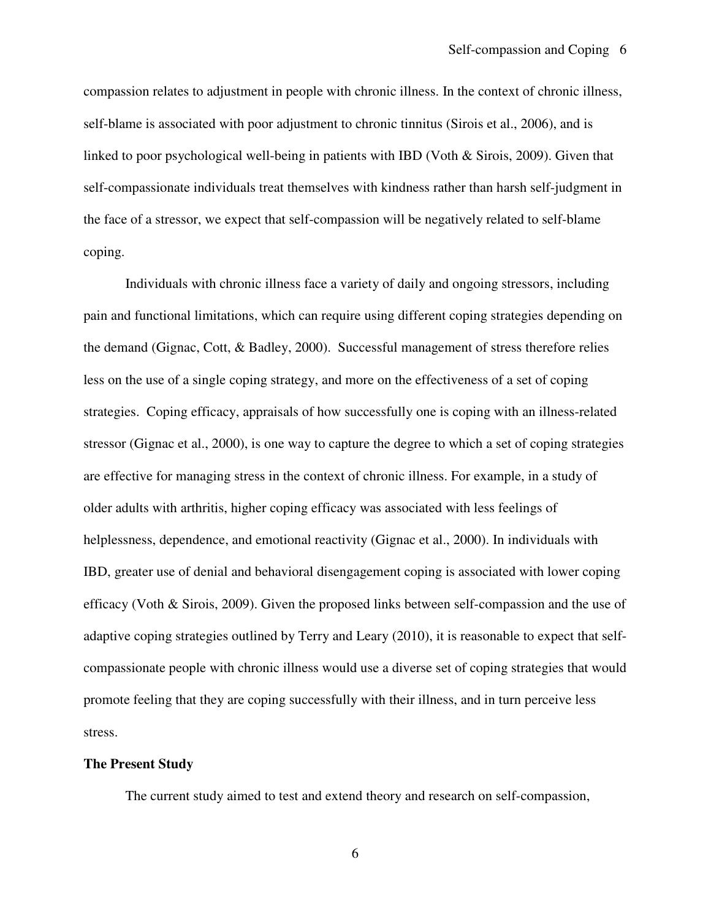compassion relates to adjustment in people with chronic illness. In the context of chronic illness, self-blame is associated with poor adjustment to chronic tinnitus (Sirois et al., 2006), and is linked to poor psychological well-being in patients with IBD (Voth & Sirois, 2009). Given that self-compassionate individuals treat themselves with kindness rather than harsh self-judgment in the face of a stressor, we expect that self-compassion will be negatively related to self-blame coping.

Individuals with chronic illness face a variety of daily and ongoing stressors, including pain and functional limitations, which can require using different coping strategies depending on the demand (Gignac, Cott, & Badley, 2000). Successful management of stress therefore relies less on the use of a single coping strategy, and more on the effectiveness of a set of coping strategies. Coping efficacy, appraisals of how successfully one is coping with an illness-related stressor (Gignac et al., 2000), is one way to capture the degree to which a set of coping strategies are effective for managing stress in the context of chronic illness. For example, in a study of older adults with arthritis, higher coping efficacy was associated with less feelings of helplessness, dependence, and emotional reactivity (Gignac et al., 2000). In individuals with IBD, greater use of denial and behavioral disengagement coping is associated with lower coping efficacy (Voth & Sirois, 2009). Given the proposed links between self-compassion and the use of adaptive coping strategies outlined by Terry and Leary (2010), it is reasonable to expect that self-compassionate people with chronic illness would use a diverse set of coping strategies that would promote feeling that they are coping successfully with their illness, and in turn perceive less stress.

**The Present Study**

The current study aimed to test and extend theory and research on self-compassion,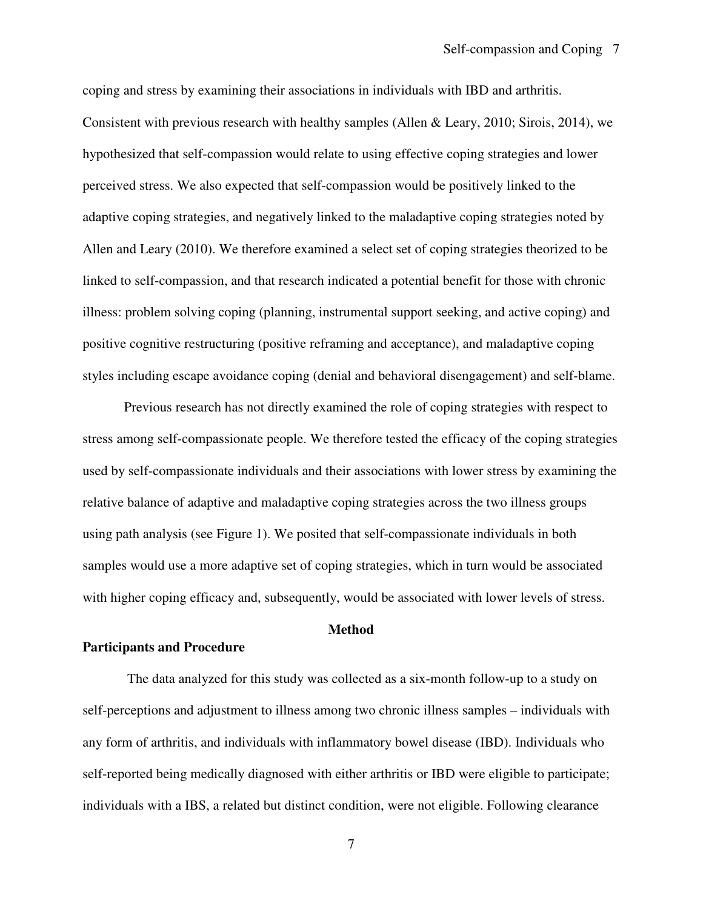coping and stress by examining their associations in individuals with IBD and arthritis. Consistent with previous research with healthy samples (Allen & Leary, 2010; Sirois, 2014), we hypothesized that self-compassion would relate to using effective coping strategies and lower perceived stress. We also expected that self-compassion would be positively linked to the adaptive coping strategies, and negatively linked to the maladaptive coping strategies noted by Allen and Leary (2010). We therefore examined a select set of coping strategies theorized to be linked to self-compassion, and that research indicated a potential benefit for those with chronic illness: problem solving coping (planning, instrumental support seeking, and active coping) and positive cognitive restructuring (positive reframing and acceptance), and maladaptive coping styles including escape avoidance coping (denial and behavioral disengagement) and self-blame.

Previous research has not directly examined the role of coping strategies with respect to stress among self-compassionate people. We therefore tested the efficacy of the coping strategies used by self-compassionate individuals and their associations with lower stress by examining the relative balance of adaptive and maladaptive coping strategies across the two illness groups using path analysis (see Figure 1). We posited that self-compassionate individuals in both samples would use a more adaptive set of coping strategies, which in turn would be associated with higher coping efficacy and, subsequently, would be associated with lower levels of stress.

## Method

### Participants and Procedure

The data analyzed for this study was collected as a six-month follow-up to a study on self-perceptions and adjustment to illness among two chronic illness samples – individuals with any form of arthritis, and individuals with inflammatory bowel disease (IBD). Individuals who self-reported being medically diagnosed with either arthritis or IBD were eligible to participate; individuals with a IBS, a related but distinct condition, were not eligible. Following clearance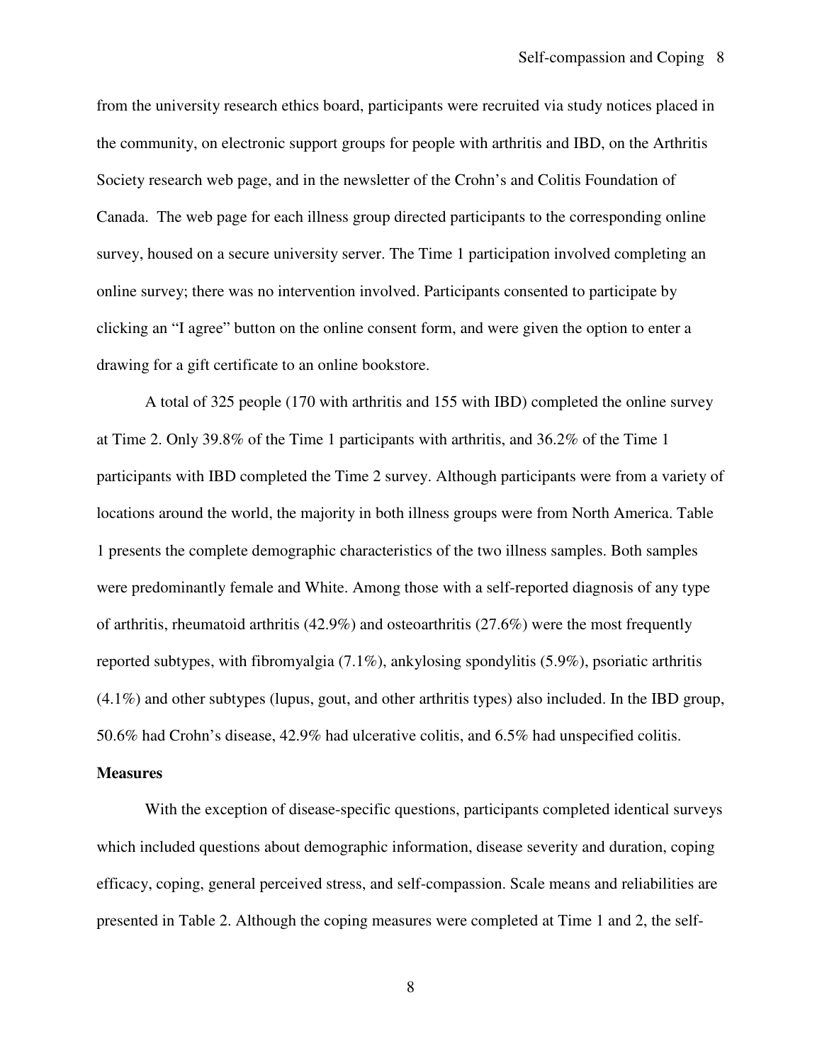from the university research ethics board, participants were recruited via study notices placed in the community, on electronic support groups for people with arthritis and IBD, on the Arthritis Society research web page, and in the newsletter of the Crohn's and Colitis Foundation of Canada. The web page for each illness group directed participants to the corresponding online survey, housed on a secure university server. The Time 1 participation involved completing an online survey; there was no intervention involved. Participants consented to participate by clicking an "I agree" button on the online consent form, and were given the option to enter a drawing for a gift certificate to an online bookstore.

A total of 325 people (170 with arthritis and 155 with IBD) completed the online survey at Time 2. Only 39.8% of the Time 1 participants with arthritis, and 36.2% of the Time 1 participants with IBD completed the Time 2 survey. Although participants were from a variety of locations around the world, the majority in both illness groups were from North America. Table 1 presents the complete demographic characteristics of the two illness samples. Both samples were predominantly female and White. Among those with a self-reported diagnosis of any type of arthritis, rheumatoid arthritis (42.9%) and osteoarthritis (27.6%) were the most frequently reported subtypes, with fibromyalgia (7.1%), ankylosing spondylitis (5.9%), psoriatic arthritis (4.1%) and other subtypes (lupus, gout, and other arthritis types) also included. In the IBD group, 50.6% had Crohn's disease, 42.9% had ulcerative colitis, and 6.5% had unspecified colitis.

**Measures**

With the exception of disease-specific questions, participants completed identical surveys which included questions about demographic information, disease severity and duration, coping efficacy, coping, general perceived stress, and self-compassion. Scale means and reliabilities are presented in Table 2. Although the coping measures were completed at Time 1 and 2, the self-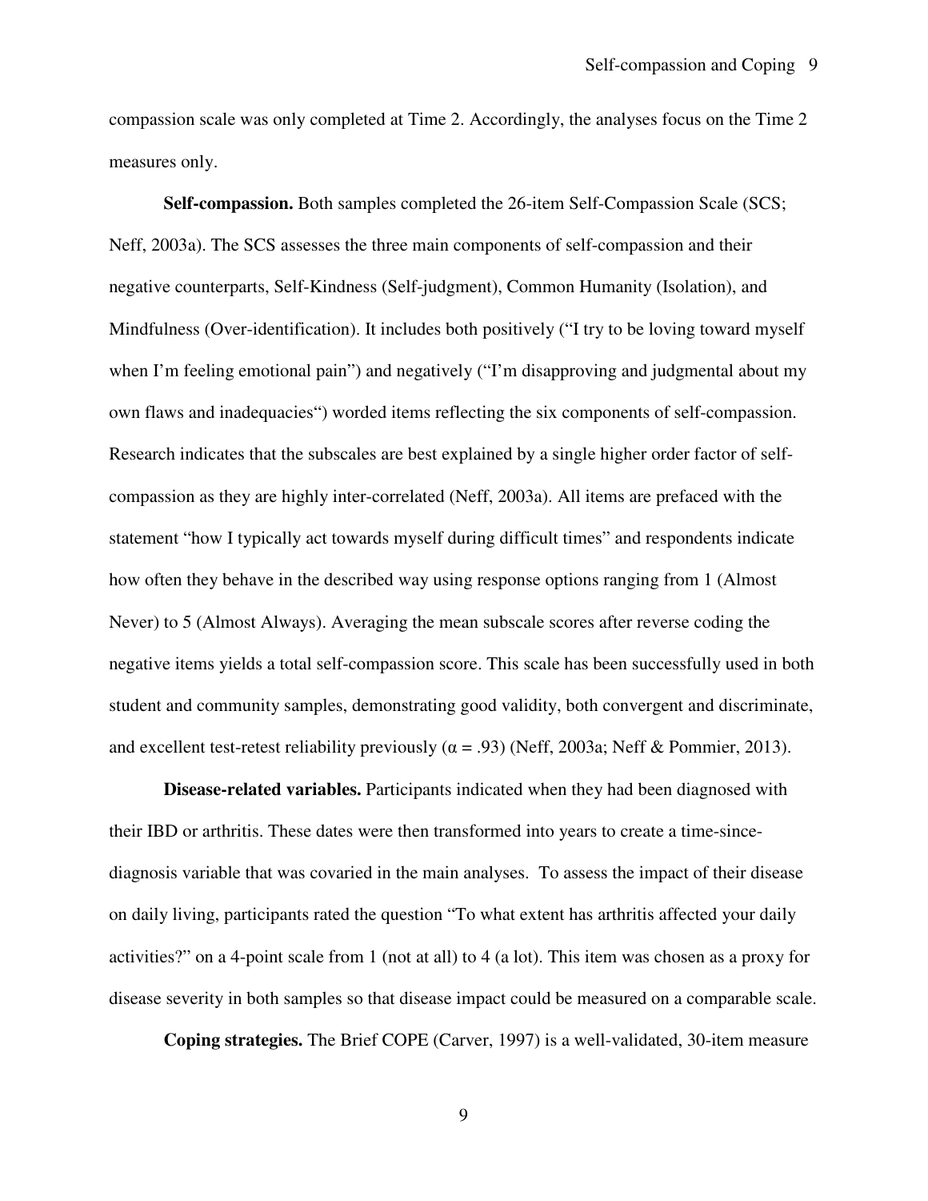compassion scale was only completed at Time 2. Accordingly, the analyses focus on the Time 2 measures only.

**Self-compassion.** Both samples completed the 26-item Self-Compassion Scale (SCS; Neff, 2003a). The SCS assesses the three main components of self-compassion and their negative counterparts, Self-Kindness (Self-judgment), Common Humanity (Isolation), and Mindfulness (Over-identification). It includes both positively ("I try to be loving toward myself when I'm feeling emotional pain") and negatively ("I'm disapproving and judgmental about my own flaws and inadequacies") worded items reflecting the six components of self-compassion. Research indicates that the subscales are best explained by a single higher order factor of self-compassion as they are highly inter-correlated (Neff, 2003a). All items are prefaced with the statement "how I typically act towards myself during difficult times" and respondents indicate how often they behave in the described way using response options ranging from 1 (Almost Never) to 5 (Almost Always). Averaging the mean subscale scores after reverse coding the negative items yields a total self-compassion score. This scale has been successfully used in both student and community samples, demonstrating good validity, both convergent and discriminate, and excellent test-retest reliability previously ($\alpha = .93$) (Neff, 2003a; Neff & Pommier, 2013).

**Disease-related variables.** Participants indicated when they had been diagnosed with their IBD or arthritis. These dates were then transformed into years to create a time-since-diagnosis variable that was covaried in the main analyses. To assess the impact of their disease on daily living, participants rated the question "To what extent has arthritis affected your daily activities?" on a 4-point scale from 1 (not at all) to 4 (a lot). This item was chosen as a proxy for disease severity in both samples so that disease impact could be measured on a comparable scale.

**Coping strategies.** The Brief COPE (Carver, 1997) is a well-validated, 30-item measure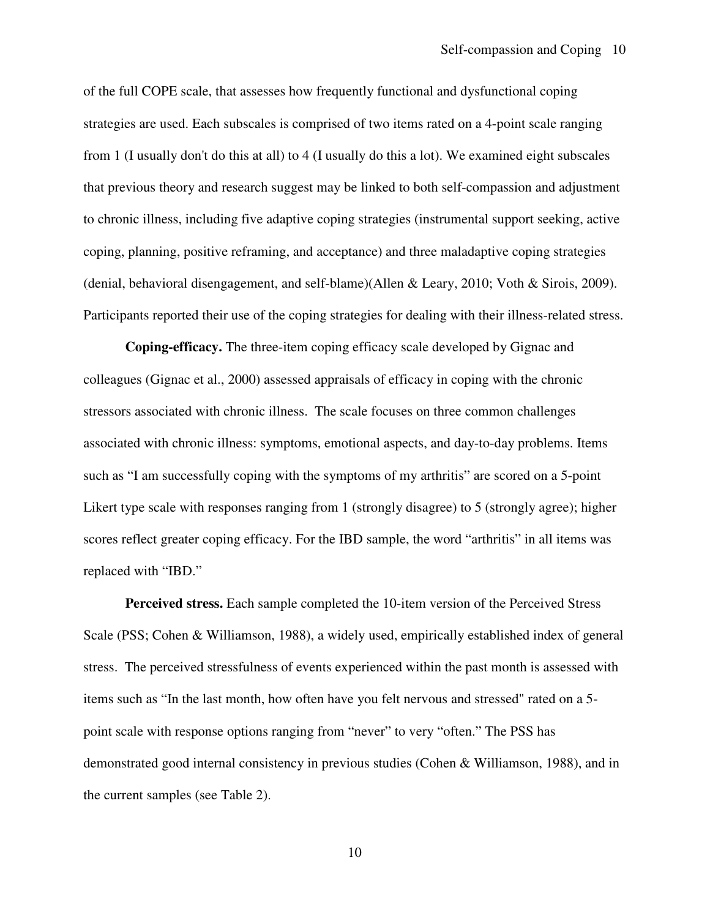of the full COPE scale, that assesses how frequently functional and dysfunctional coping strategies are used. Each subscales is comprised of two items rated on a 4-point scale ranging from 1 (I usually don't do this at all) to 4 (I usually do this a lot). We examined eight subscales that previous theory and research suggest may be linked to both self-compassion and adjustment to chronic illness, including five adaptive coping strategies (instrumental support seeking, active coping, planning, positive reframing, and acceptance) and three maladaptive coping strategies (denial, behavioral disengagement, and self-blame)(Allen & Leary, 2010; Voth & Sirois, 2009). Participants reported their use of the coping strategies for dealing with their illness-related stress.

**Coping-efficacy.** The three-item coping efficacy scale developed by Gignac and colleagues (Gignac et al., 2000) assessed appraisals of efficacy in coping with the chronic stressors associated with chronic illness. The scale focuses on three common challenges associated with chronic illness: symptoms, emotional aspects, and day-to-day problems. Items such as "I am successfully coping with the symptoms of my arthritis" are scored on a 5-point Likert type scale with responses ranging from 1 (strongly disagree) to 5 (strongly agree); higher scores reflect greater coping efficacy. For the IBD sample, the word "arthritis" in all items was replaced with "IBD."

**Perceived stress.** Each sample completed the 10-item version of the Perceived Stress Scale (PSS; Cohen & Williamson, 1988), a widely used, empirically established index of general stress. The perceived stressfulness of events experienced within the past month is assessed with items such as "In the last month, how often have you felt nervous and stressed" rated on a 5-point scale with response options ranging from "never" to very "often." The PSS has demonstrated good internal consistency in previous studies (Cohen & Williamson, 1988), and in the current samples (see Table 2).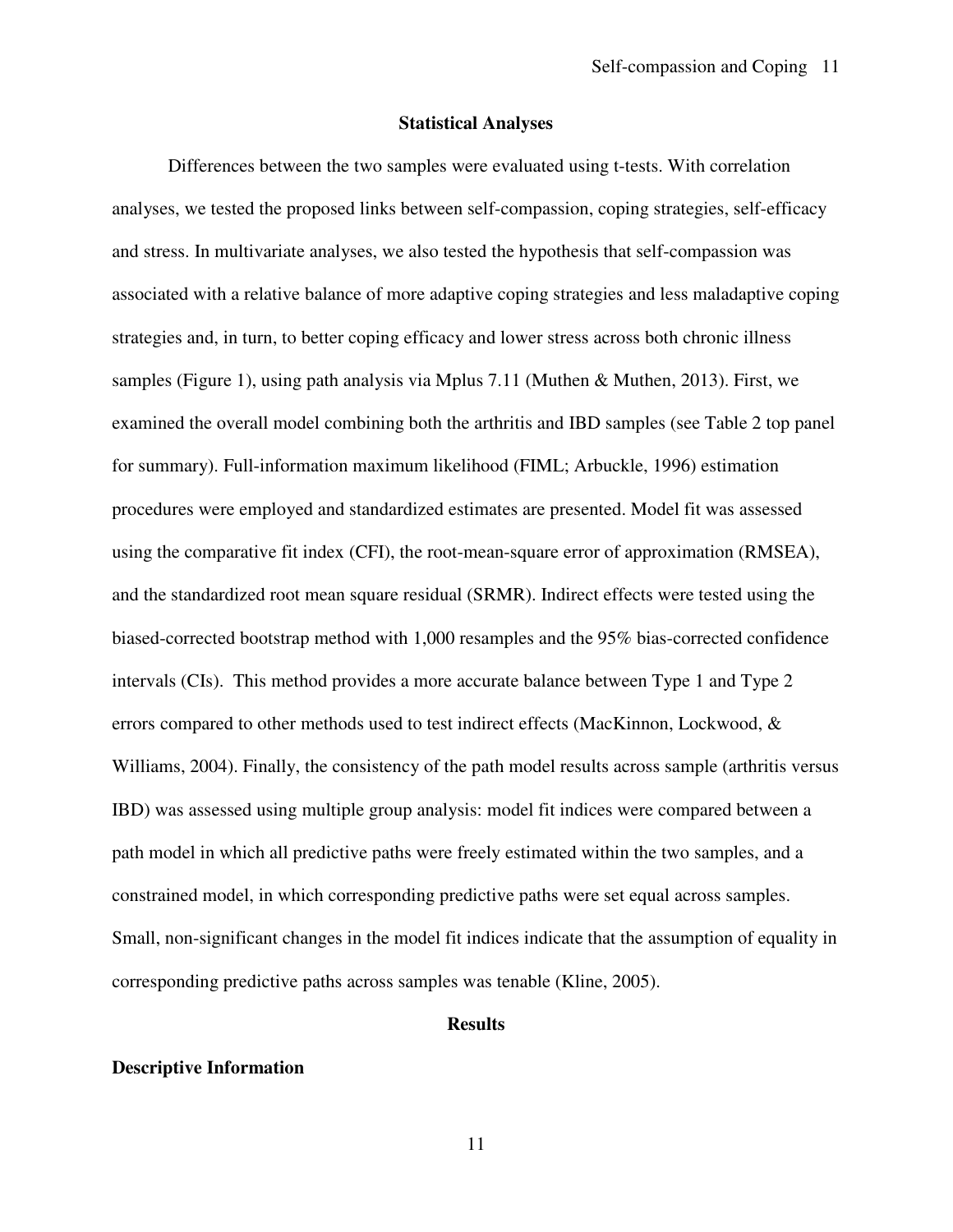## Statistical Analyses

Differences between the two samples were evaluated using t-tests. With correlation analyses, we tested the proposed links between self-compassion, coping strategies, self-efficacy and stress. In multivariate analyses, we also tested the hypothesis that self-compassion was associated with a relative balance of more adaptive coping strategies and less maladaptive coping strategies and, in turn, to better coping efficacy and lower stress across both chronic illness samples (Figure 1), using path analysis via Mplus 7.11 (Muthen & Muthen, 2013). First, we examined the overall model combining both the arthritis and IBD samples (see Table 2 top panel for summary). Full-information maximum likelihood (FIML; Arbuckle, 1996) estimation procedures were employed and standardized estimates are presented. Model fit was assessed using the comparative fit index (CFI), the root-mean-square error of approximation (RMSEA), and the standardized root mean square residual (SRMR). Indirect effects were tested using the biased-corrected bootstrap method with 1,000 resamples and the 95% bias-corrected confidence intervals (CIs). This method provides a more accurate balance between Type 1 and Type 2 errors compared to other methods used to test indirect effects (MacKinnon, Lockwood, & Williams, 2004). Finally, the consistency of the path model results across sample (arthritis versus IBD) was assessed using multiple group analysis: model fit indices were compared between a path model in which all predictive paths were freely estimated within the two samples, and a constrained model, in which corresponding predictive paths were set equal across samples. Small, non-significant changes in the model fit indices indicate that the assumption of equality in corresponding predictive paths across samples was tenable (Kline, 2005).

## Results

### Descriptive Information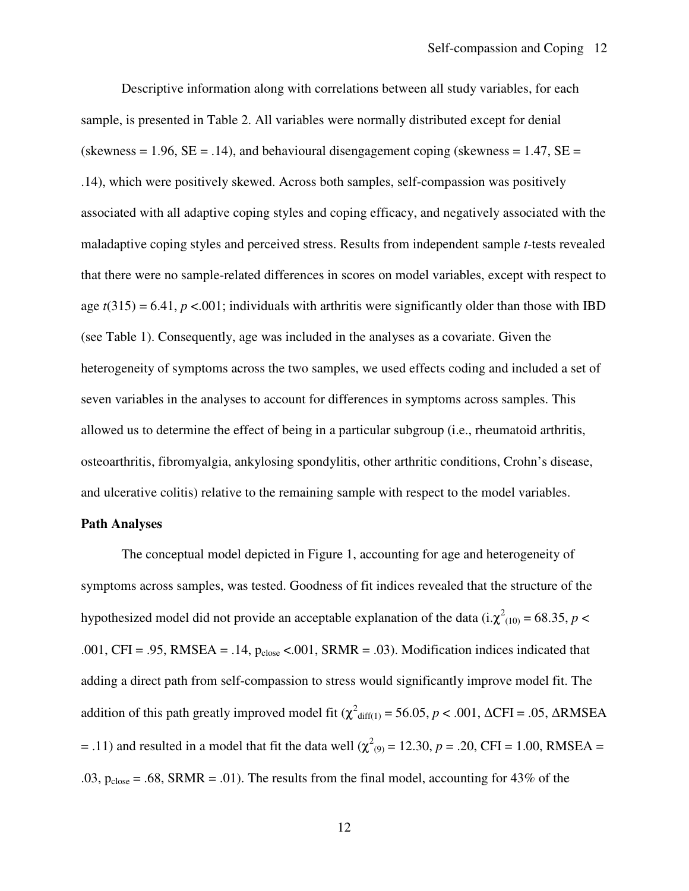Descriptive information along with correlations between all study variables, for each sample, is presented in Table 2. All variables were normally distributed except for denial (skewness = 1.96, SE = .14), and behavioural disengagement coping (skewness = 1.47, SE = .14), which were positively skewed. Across both samples, self-compassion was positively associated with all adaptive coping styles and coping efficacy, and negatively associated with the maladaptive coping styles and perceived stress. Results from independent sample *t*-tests revealed that there were no sample-related differences in scores on model variables, except with respect to age $t(315) = 6.41$, $p < .001$; individuals with arthritis were significantly older than those with IBD (see Table 1). Consequently, age was included in the analyses as a covariate. Given the heterogeneity of symptoms across the two samples, we used effects coding and included a set of seven variables in the analyses to account for differences in symptoms across samples. This allowed us to determine the effect of being in a particular subgroup (i.e., rheumatoid arthritis, osteoarthritis, fibromyalgia, ankylosing spondylitis, other arthritic conditions, Crohn's disease, and ulcerative colitis) relative to the remaining sample with respect to the model variables.

**Path Analyses**

The conceptual model depicted in Figure 1, accounting for age and heterogeneity of symptoms across samples, was tested. Goodness of fit indices revealed that the structure of the hypothesized model did not provide an acceptable explanation of the data (i.$\chi^2_{(10)} = 68.35$, $p < .001$, CFI = .95, RMSEA = .14, $p_{close} < .001$, SRMR = .03). Modification indices indicated that adding a direct path from self-compassion to stress would significantly improve model fit. The addition of this path greatly improved model fit ($\chi^2_{diff(1)} = 56.05$, $p < .001$, ΔCFI = .05, ΔRMSEA = .11) and resulted in a model that fit the data well ($\chi^2_{(9)} = 12.30$, $p = .20$, CFI = 1.00, RMSEA = .03, $p_{close} = .68$, SRMR = .01). The results from the final model, accounting for 43% of the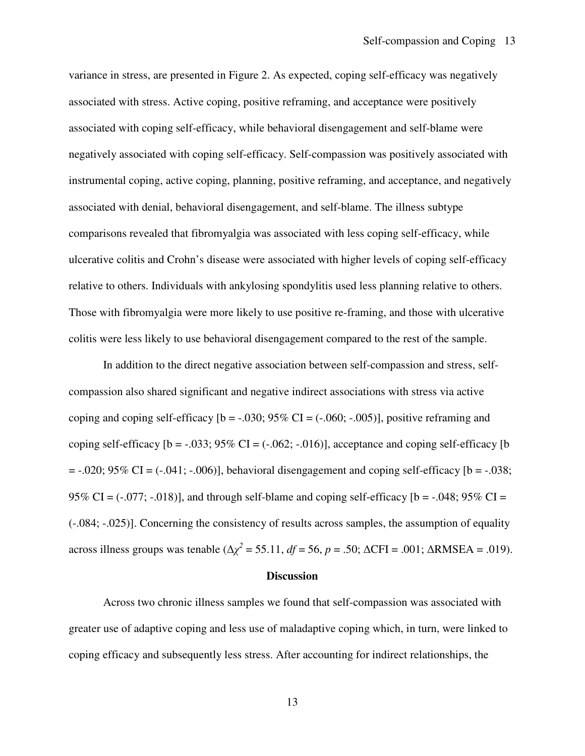variance in stress, are presented in Figure 2. As expected, coping self-efficacy was negatively associated with stress. Active coping, positive reframing, and acceptance were positively associated with coping self-efficacy, while behavioral disengagement and self-blame were negatively associated with coping self-efficacy. Self-compassion was positively associated with instrumental coping, active coping, planning, positive reframing, and acceptance, and negatively associated with denial, behavioral disengagement, and self-blame. The illness subtype comparisons revealed that fibromyalgia was associated with less coping self-efficacy, while ulcerative colitis and Crohn's disease were associated with higher levels of coping self-efficacy relative to others. Individuals with ankylosing spondylitis used less planning relative to others. Those with fibromyalgia were more likely to use positive re-framing, and those with ulcerative colitis were less likely to use behavioral disengagement compared to the rest of the sample.

In addition to the direct negative association between self-compassion and stress, self-compassion also shared significant and negative indirect associations with stress via active coping and coping self-efficacy [b = -.030; 95% CI = (-.060; -.005)], positive reframing and coping self-efficacy [b = -.033; 95% CI = (-.062; -.016)], acceptance and coping self-efficacy [b = -.020; 95% CI = (-.041; -.006)], behavioral disengagement and coping self-efficacy [b = -.038; 95% CI = (-.077; -.018)], and through self-blame and coping self-efficacy [b = -.048; 95% CI = (-.084; -.025)]. Concerning the consistency of results across samples, the assumption of equality across illness groups was tenable ($\Delta\chi^2$ = 55.11, *df* = 56, *p* = .50; ΔCFI = .001; ΔRMSEA = .019).

## Discussion

Across two chronic illness samples we found that self-compassion was associated with greater use of adaptive coping and less use of maladaptive coping which, in turn, were linked to coping efficacy and subsequently less stress. After accounting for indirect relationships, the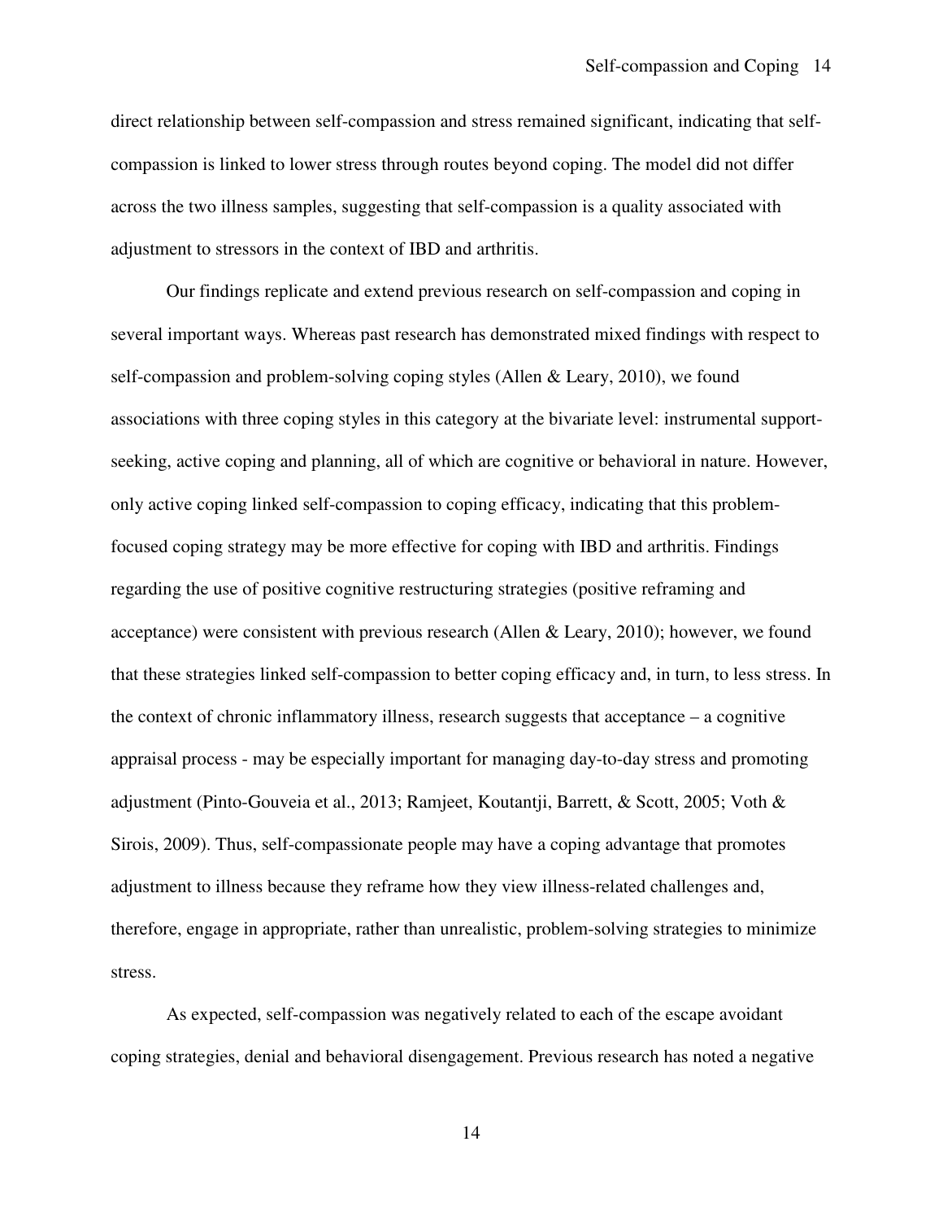direct relationship between self-compassion and stress remained significant, indicating that self-compassion is linked to lower stress through routes beyond coping. The model did not differ across the two illness samples, suggesting that self-compassion is a quality associated with adjustment to stressors in the context of IBD and arthritis.

Our findings replicate and extend previous research on self-compassion and coping in several important ways. Whereas past research has demonstrated mixed findings with respect to self-compassion and problem-solving coping styles (Allen & Leary, 2010), we found associations with three coping styles in this category at the bivariate level: instrumental support-seeking, active coping and planning, all of which are cognitive or behavioral in nature. However, only active coping linked self-compassion to coping efficacy, indicating that this problem-focused coping strategy may be more effective for coping with IBD and arthritis. Findings regarding the use of positive cognitive restructuring strategies (positive reframing and acceptance) were consistent with previous research (Allen & Leary, 2010); however, we found that these strategies linked self-compassion to better coping efficacy and, in turn, to less stress. In the context of chronic inflammatory illness, research suggests that acceptance – a cognitive appraisal process - may be especially important for managing day-to-day stress and promoting adjustment (Pinto-Gouveia et al., 2013; Ramjeet, Koutantji, Barrett, & Scott, 2005; Voth & Sirois, 2009). Thus, self-compassionate people may have a coping advantage that promotes adjustment to illness because they reframe how they view illness-related challenges and, therefore, engage in appropriate, rather than unrealistic, problem-solving strategies to minimize stress.

As expected, self-compassion was negatively related to each of the escape avoidant coping strategies, denial and behavioral disengagement. Previous research has noted a negative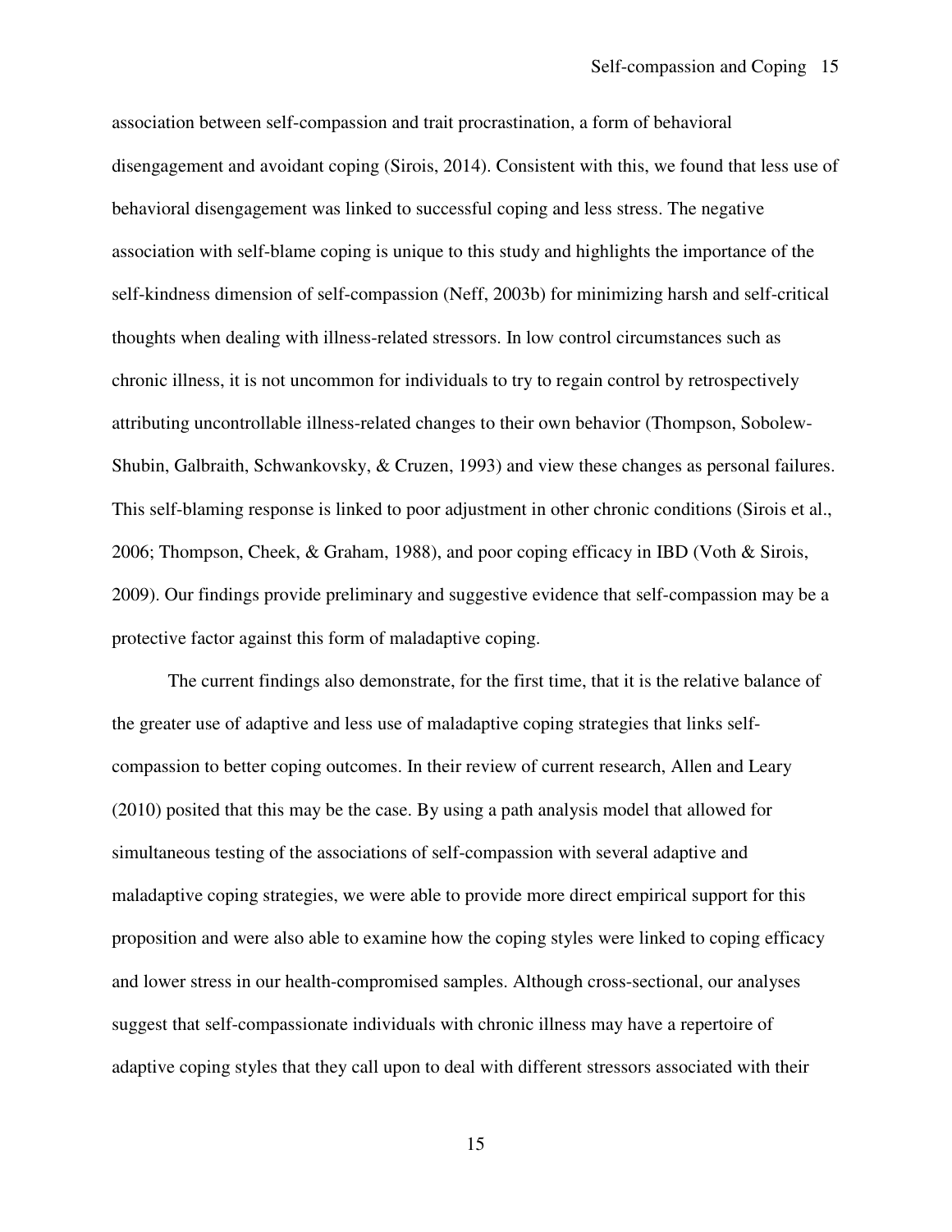association between self-compassion and trait procrastination, a form of behavioral disengagement and avoidant coping (Sirois, 2014). Consistent with this, we found that less use of behavioral disengagement was linked to successful coping and less stress. The negative association with self-blame coping is unique to this study and highlights the importance of the self-kindness dimension of self-compassion (Neff, 2003b) for minimizing harsh and self-critical thoughts when dealing with illness-related stressors. In low control circumstances such as chronic illness, it is not uncommon for individuals to try to regain control by retrospectively attributing uncontrollable illness-related changes to their own behavior (Thompson, Sobolew-Shubin, Galbraith, Schwankovsky, & Cruzen, 1993) and view these changes as personal failures. This self-blaming response is linked to poor adjustment in other chronic conditions (Sirois et al., 2006; Thompson, Cheek, & Graham, 1988), and poor coping efficacy in IBD (Voth & Sirois, 2009). Our findings provide preliminary and suggestive evidence that self-compassion may be a protective factor against this form of maladaptive coping.

The current findings also demonstrate, for the first time, that it is the relative balance of the greater use of adaptive and less use of maladaptive coping strategies that links self-compassion to better coping outcomes. In their review of current research, Allen and Leary (2010) posited that this may be the case. By using a path analysis model that allowed for simultaneous testing of the associations of self-compassion with several adaptive and maladaptive coping strategies, we were able to provide more direct empirical support for this proposition and were also able to examine how the coping styles were linked to coping efficacy and lower stress in our health-compromised samples. Although cross-sectional, our analyses suggest that self-compassionate individuals with chronic illness may have a repertoire of adaptive coping styles that they call upon to deal with different stressors associated with their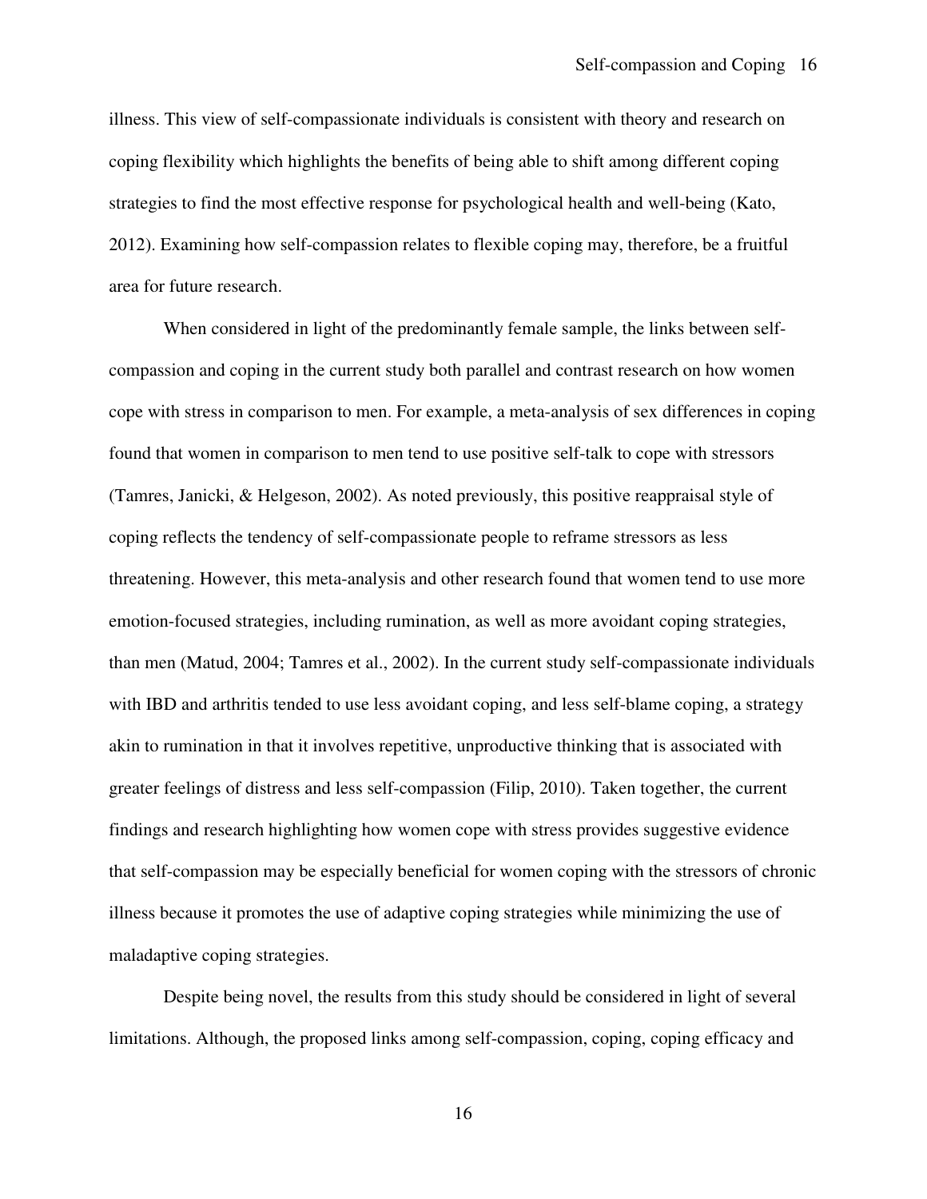illness. This view of self-compassionate individuals is consistent with theory and research on coping flexibility which highlights the benefits of being able to shift among different coping strategies to find the most effective response for psychological health and well-being (Kato, 2012). Examining how self-compassion relates to flexible coping may, therefore, be a fruitful area for future research.

When considered in light of the predominantly female sample, the links between self-compassion and coping in the current study both parallel and contrast research on how women cope with stress in comparison to men. For example, a meta-analysis of sex differences in coping found that women in comparison to men tend to use positive self-talk to cope with stressors (Tamres, Janicki, & Helgeson, 2002). As noted previously, this positive reappraisal style of coping reflects the tendency of self-compassionate people to reframe stressors as less threatening. However, this meta-analysis and other research found that women tend to use more emotion-focused strategies, including rumination, as well as more avoidant coping strategies, than men (Matud, 2004; Tamres et al., 2002). In the current study self-compassionate individuals with IBD and arthritis tended to use less avoidant coping, and less self-blame coping, a strategy akin to rumination in that it involves repetitive, unproductive thinking that is associated with greater feelings of distress and less self-compassion (Filip, 2010). Taken together, the current findings and research highlighting how women cope with stress provides suggestive evidence that self-compassion may be especially beneficial for women coping with the stressors of chronic illness because it promotes the use of adaptive coping strategies while minimizing the use of maladaptive coping strategies.

Despite being novel, the results from this study should be considered in light of several limitations. Although, the proposed links among self-compassion, coping, coping efficacy and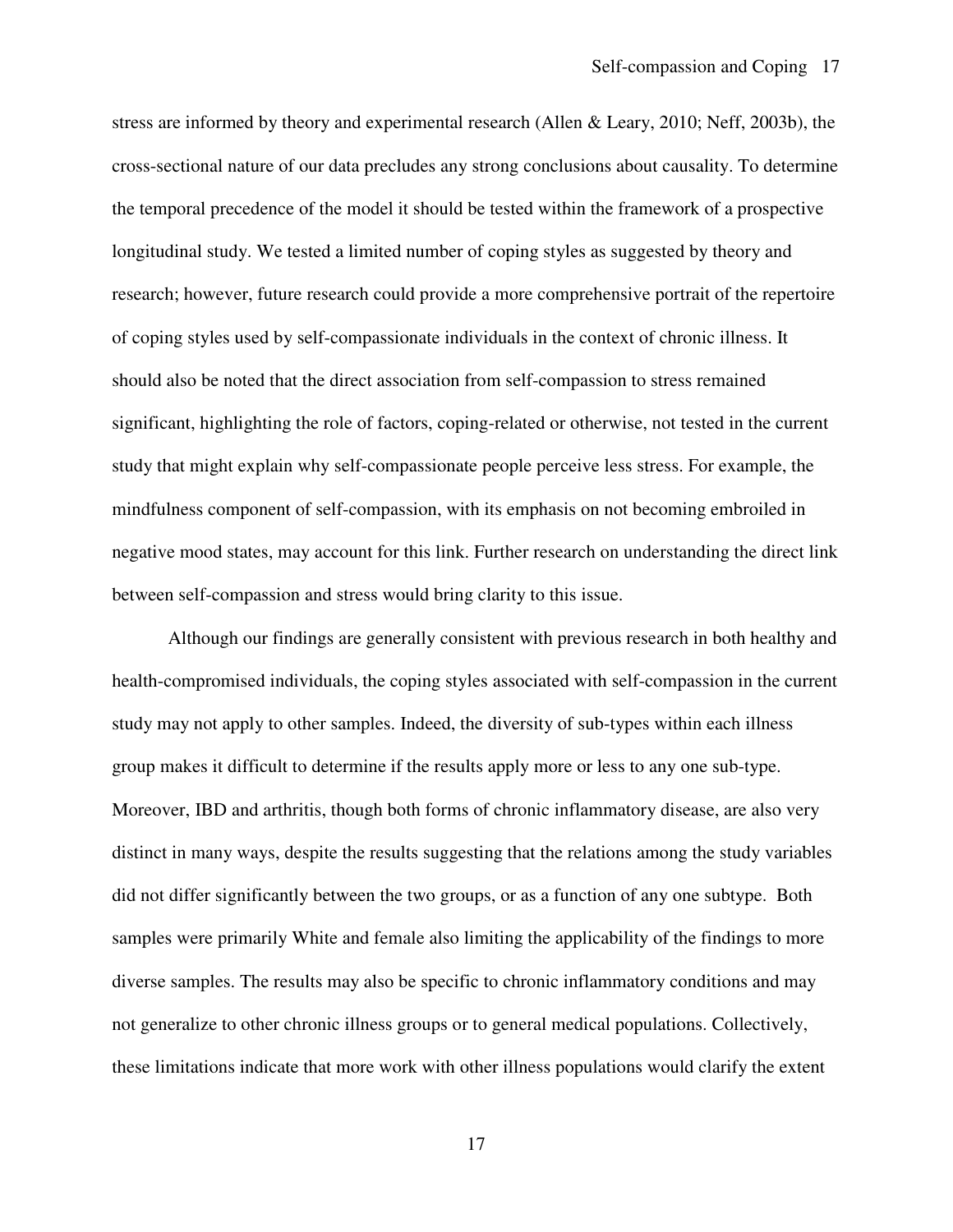stress are informed by theory and experimental research (Allen & Leary, 2010; Neff, 2003b), the cross-sectional nature of our data precludes any strong conclusions about causality. To determine the temporal precedence of the model it should be tested within the framework of a prospective longitudinal study. We tested a limited number of coping styles as suggested by theory and research; however, future research could provide a more comprehensive portrait of the repertoire of coping styles used by self-compassionate individuals in the context of chronic illness. It should also be noted that the direct association from self-compassion to stress remained significant, highlighting the role of factors, coping-related or otherwise, not tested in the current study that might explain why self-compassionate people perceive less stress. For example, the mindfulness component of self-compassion, with its emphasis on not becoming embroiled in negative mood states, may account for this link. Further research on understanding the direct link between self-compassion and stress would bring clarity to this issue.

Although our findings are generally consistent with previous research in both healthy and health-compromised individuals, the coping styles associated with self-compassion in the current study may not apply to other samples. Indeed, the diversity of sub-types within each illness group makes it difficult to determine if the results apply more or less to any one sub-type. Moreover, IBD and arthritis, though both forms of chronic inflammatory disease, are also very distinct in many ways, despite the results suggesting that the relations among the study variables did not differ significantly between the two groups, or as a function of any one subtype. Both samples were primarily White and female also limiting the applicability of the findings to more diverse samples. The results may also be specific to chronic inflammatory conditions and may not generalize to other chronic illness groups or to general medical populations. Collectively, these limitations indicate that more work with other illness populations would clarify the extent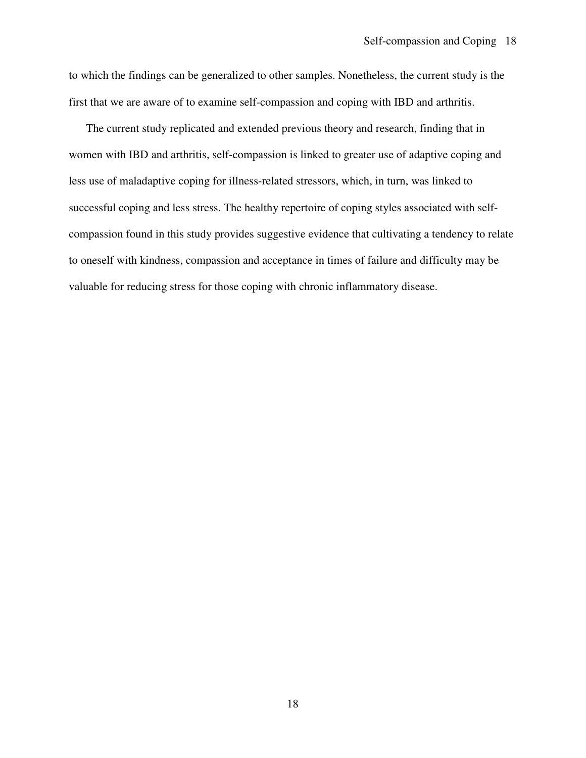to which the findings can be generalized to other samples. Nonetheless, the current study is the first that we are aware of to examine self-compassion and coping with IBD and arthritis.

The current study replicated and extended previous theory and research, finding that in women with IBD and arthritis, self-compassion is linked to greater use of adaptive coping and less use of maladaptive coping for illness-related stressors, which, in turn, was linked to successful coping and less stress. The healthy repertoire of coping styles associated with self-compassion found in this study provides suggestive evidence that cultivating a tendency to relate to oneself with kindness, compassion and acceptance in times of failure and difficulty may be valuable for reducing stress for those coping with chronic inflammatory disease.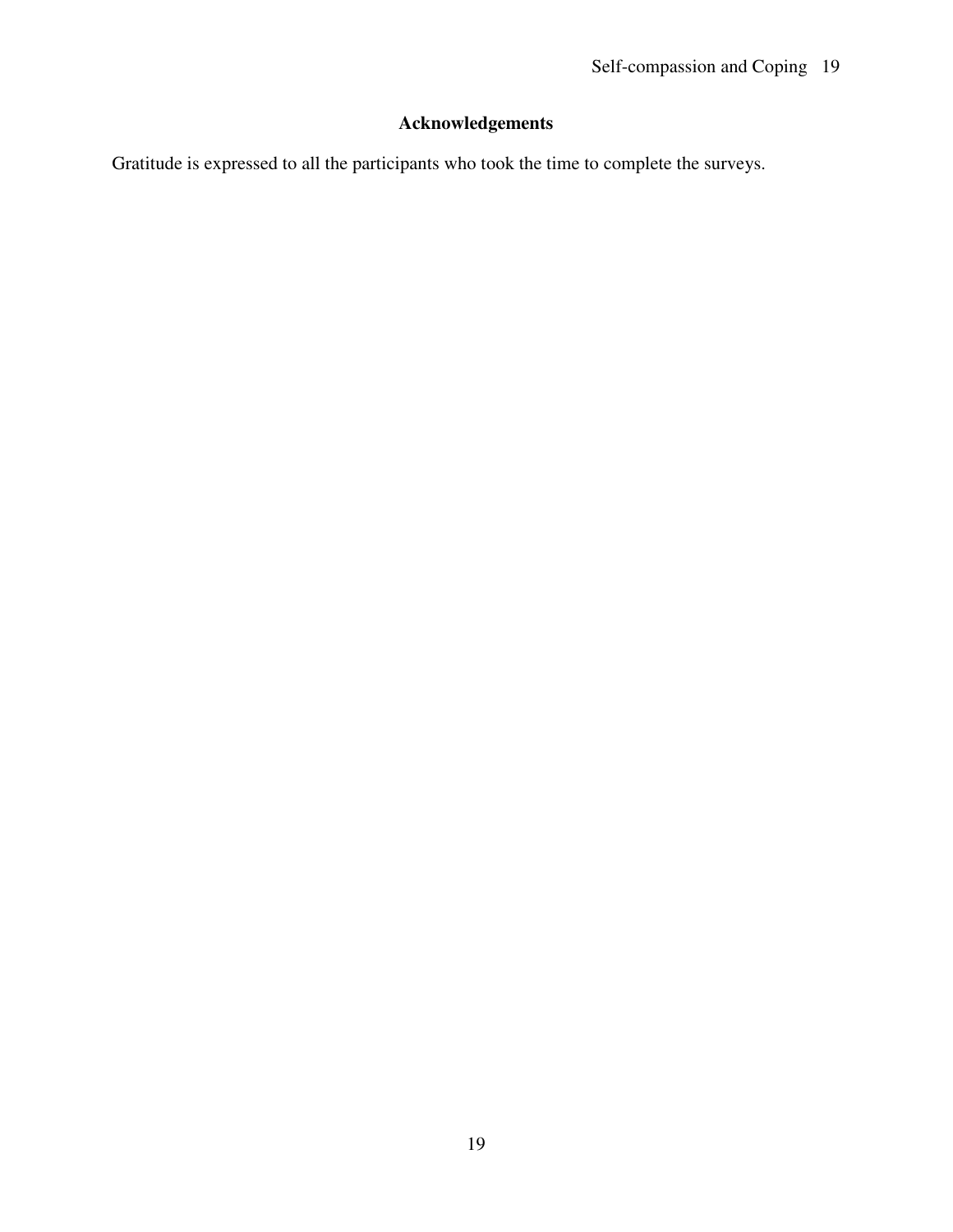## Acknowledgements

Gratitude is expressed to all the participants who took the time to complete the surveys.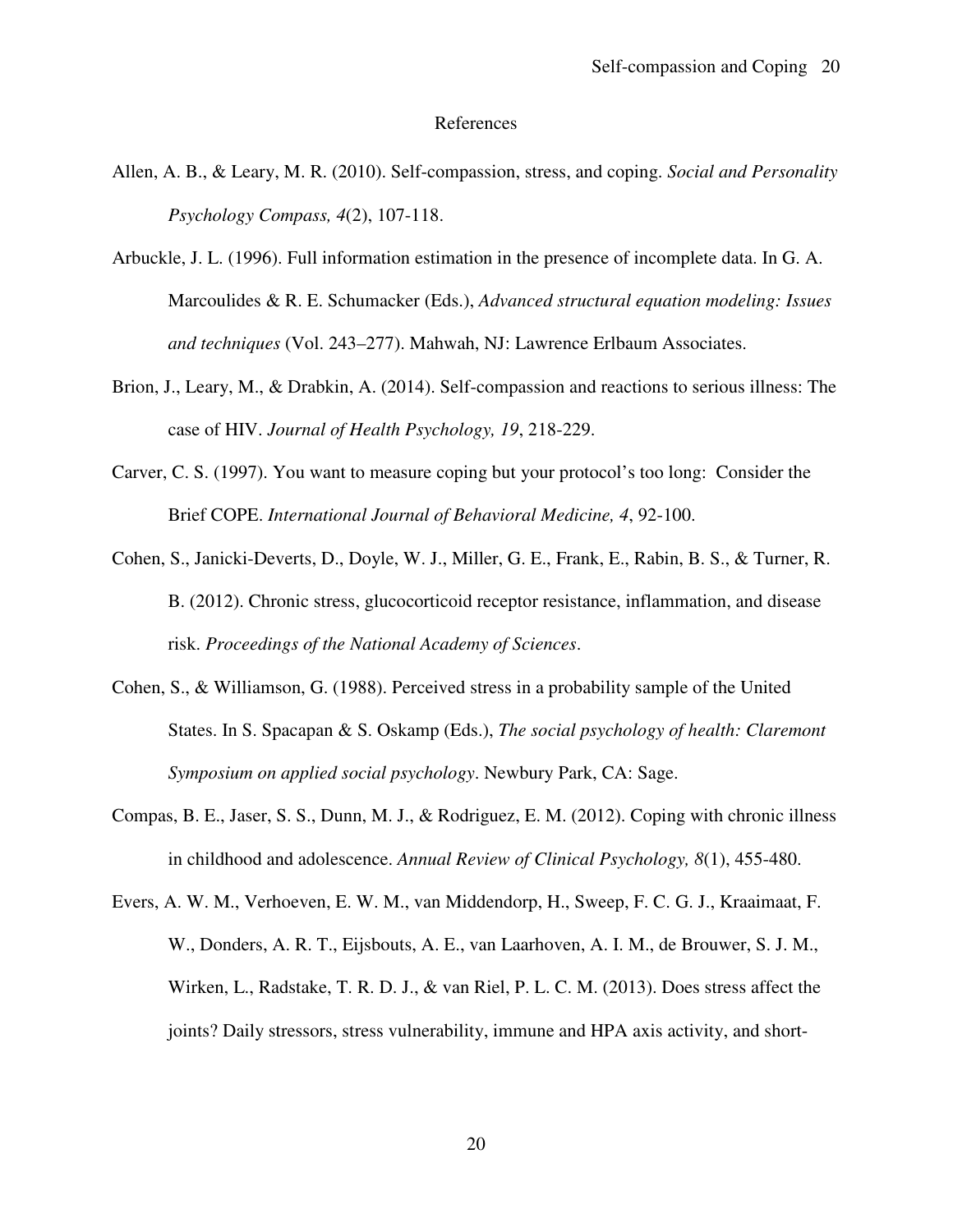# References

Allen, A. B., & Leary, M. R. (2010). Self-compassion, stress, and coping. *Social and Personality Psychology Compass, 4*(2), 107-118.

Arbuckle, J. L. (1996). Full information estimation in the presence of incomplete data. In G. A. Marcoulides & R. E. Schumacker (Eds.), *Advanced structural equation modeling: Issues and techniques* (Vol. 243–277). Mahwah, NJ: Lawrence Erlbaum Associates.

Brion, J., Leary, M., & Drabkin, A. (2014). Self-compassion and reactions to serious illness: The case of HIV. *Journal of Health Psychology, 19*, 218-229.

Carver, C. S. (1997). You want to measure coping but your protocol's too long: Consider the Brief COPE. *International Journal of Behavioral Medicine, 4*, 92-100.

Cohen, S., Janicki-Deverts, D., Doyle, W. J., Miller, G. E., Frank, E., Rabin, B. S., & Turner, R. B. (2012). Chronic stress, glucocorticoid receptor resistance, inflammation, and disease risk. *Proceedings of the National Academy of Sciences*.

Cohen, S., & Williamson, G. (1988). Perceived stress in a probability sample of the United States. In S. Spacapan & S. Oskamp (Eds.), *The social psychology of health: Claremont Symposium on applied social psychology*. Newbury Park, CA: Sage.

Compas, B. E., Jaser, S. S., Dunn, M. J., & Rodriguez, E. M. (2012). Coping with chronic illness in childhood and adolescence. *Annual Review of Clinical Psychology, 8*(1), 455-480.

Evers, A. W. M., Verhoeven, E. W. M., van Middendorp, H., Sweep, F. C. G. J., Kraaimaat, F. W., Donders, A. R. T., Eijsbouts, A. E., van Laarhoven, A. I. M., de Brouwer, S. J. M., Wirken, L., Radstake, T. R. D. J., & van Riel, P. L. C. M. (2013). Does stress affect the joints? Daily stressors, stress vulnerability, immune and HPA axis activity, and short-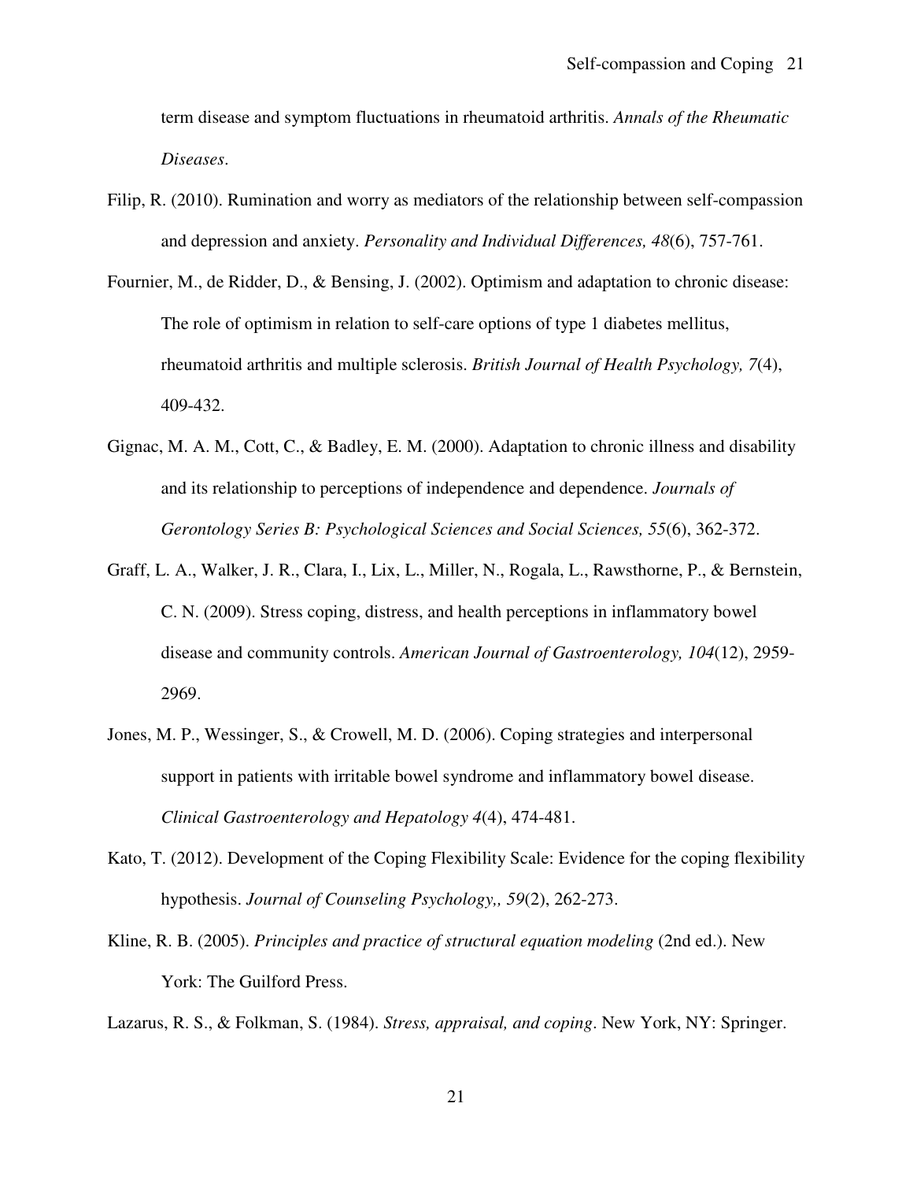term disease and symptom fluctuations in rheumatoid arthritis. *Annals of the Rheumatic Diseases*.

Filip, R. (2010). Rumination and worry as mediators of the relationship between self-compassion and depression and anxiety. *Personality and Individual Differences, 48*(6), 757-761.

Fournier, M., de Ridder, D., & Bensing, J. (2002). Optimism and adaptation to chronic disease: The role of optimism in relation to self-care options of type 1 diabetes mellitus, rheumatoid arthritis and multiple sclerosis. *British Journal of Health Psychology, 7*(4), 409-432.

Gignac, M. A. M., Cott, C., & Badley, E. M. (2000). Adaptation to chronic illness and disability and its relationship to perceptions of independence and dependence. *Journals of Gerontology Series B: Psychological Sciences and Social Sciences, 55*(6), 362-372.

Graff, L. A., Walker, J. R., Clara, I., Lix, L., Miller, N., Rogala, L., Rawsthorne, P., & Bernstein, C. N. (2009). Stress coping, distress, and health perceptions in inflammatory bowel disease and community controls. *American Journal of Gastroenterology, 104*(12), 2959-2969.

Jones, M. P., Wessinger, S., & Crowell, M. D. (2006). Coping strategies and interpersonal support in patients with irritable bowel syndrome and inflammatory bowel disease. *Clinical Gastroenterology and Hepatology 4*(4), 474-481.

Kato, T. (2012). Development of the Coping Flexibility Scale: Evidence for the coping flexibility hypothesis. *Journal of Counseling Psychology,, 59*(2), 262-273.

Kline, R. B. (2005). *Principles and practice of structural equation modeling* (2nd ed.). New York: The Guilford Press.

Lazarus, R. S., & Folkman, S. (1984). *Stress, appraisal, and coping*. New York, NY: Springer.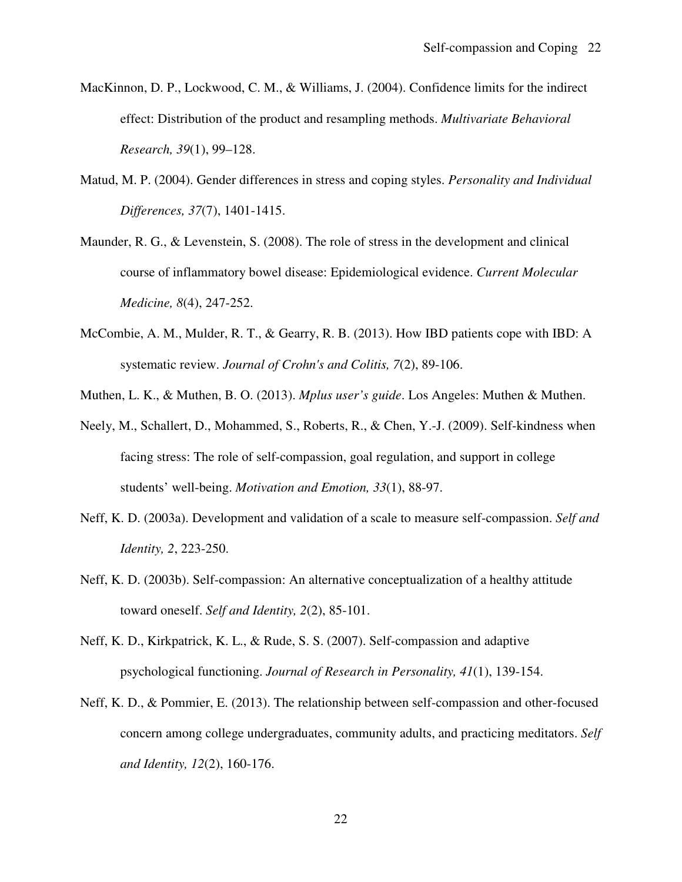MacKinnon, D. P., Lockwood, C. M., & Williams, J. (2004). Confidence limits for the indirect effect: Distribution of the product and resampling methods. *Multivariate Behavioral Research, 39*(1), 99–128.

Matud, M. P. (2004). Gender differences in stress and coping styles. *Personality and Individual Differences, 37*(7), 1401-1415.

Maunder, R. G., & Levenstein, S. (2008). The role of stress in the development and clinical course of inflammatory bowel disease: Epidemiological evidence. *Current Molecular Medicine, 8*(4), 247-252.

McCombie, A. M., Mulder, R. T., & Gearry, R. B. (2013). How IBD patients cope with IBD: A systematic review. *Journal of Crohn's and Colitis, 7*(2), 89-106.

Muthen, L. K., & Muthen, B. O. (2013). *Mplus user's guide*. Los Angeles: Muthen & Muthen.

Neely, M., Schallert, D., Mohammed, S., Roberts, R., & Chen, Y.-J. (2009). Self-kindness when facing stress: The role of self-compassion, goal regulation, and support in college students' well-being. *Motivation and Emotion, 33*(1), 88-97.

Neff, K. D. (2003a). Development and validation of a scale to measure self-compassion. *Self and Identity, 2*, 223-250.

Neff, K. D. (2003b). Self-compassion: An alternative conceptualization of a healthy attitude toward oneself. *Self and Identity, 2*(2), 85-101.

Neff, K. D., Kirkpatrick, K. L., & Rude, S. S. (2007). Self-compassion and adaptive psychological functioning. *Journal of Research in Personality, 41*(1), 139-154.

Neff, K. D., & Pommier, E. (2013). The relationship between self-compassion and other-focused concern among college undergraduates, community adults, and practicing meditators. *Self and Identity, 12*(2), 160-176.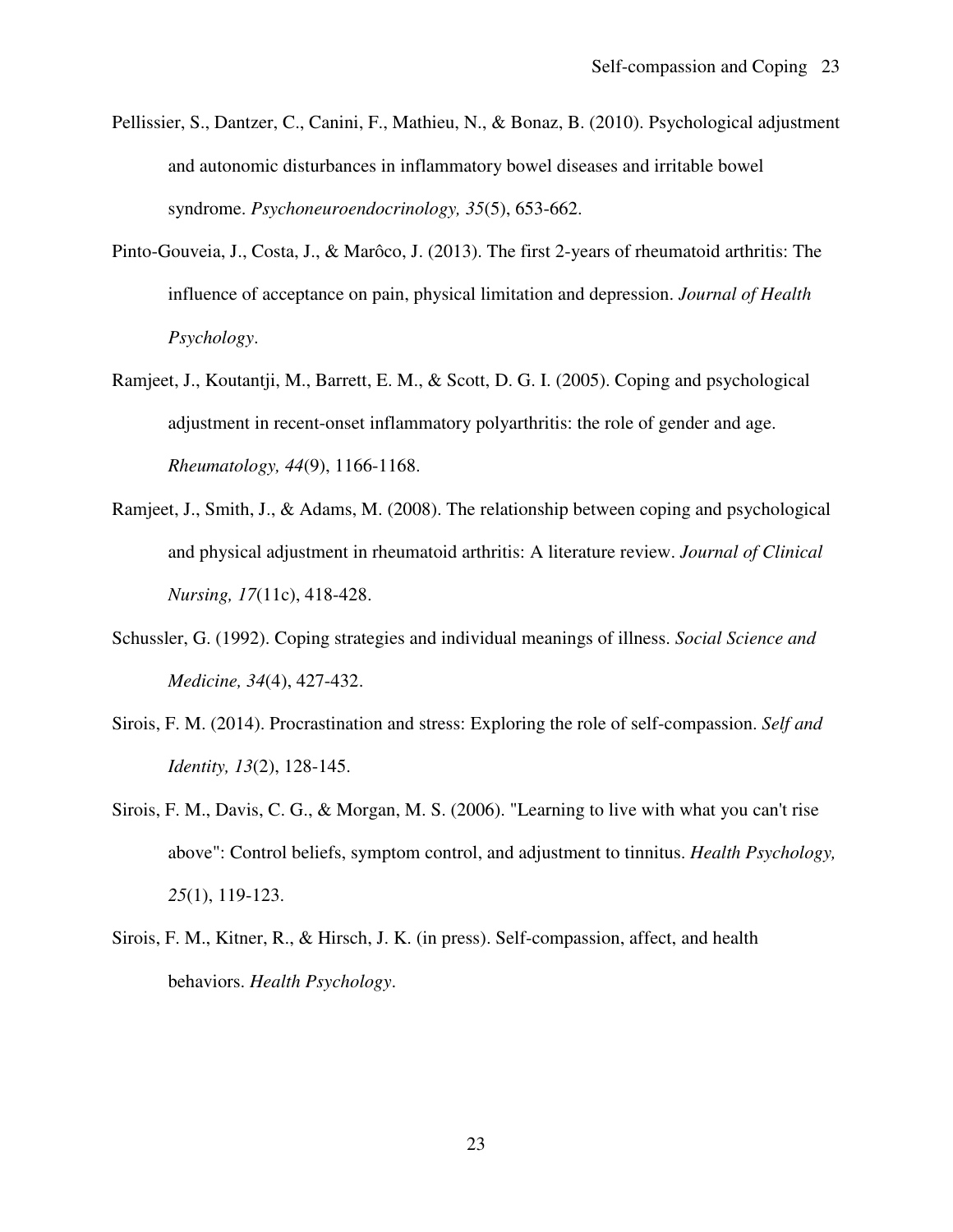Pellissier, S., Dantzer, C., Canini, F., Mathieu, N., & Bonaz, B. (2010). Psychological adjustment and autonomic disturbances in inflammatory bowel diseases and irritable bowel syndrome. *Psychoneuroendocrinology, 35*(5), 653-662.

Pinto-Gouveia, J., Costa, J., & Marôco, J. (2013). The first 2-years of rheumatoid arthritis: The influence of acceptance on pain, physical limitation and depression. *Journal of Health Psychology*.

Ramjeet, J., Koutantji, M., Barrett, E. M., & Scott, D. G. I. (2005). Coping and psychological adjustment in recent-onset inflammatory polyarthritis: the role of gender and age. *Rheumatology, 44*(9), 1166-1168.

Ramjeet, J., Smith, J., & Adams, M. (2008). The relationship between coping and psychological and physical adjustment in rheumatoid arthritis: A literature review. *Journal of Clinical Nursing, 17*(11c), 418-428.

Schussler, G. (1992). Coping strategies and individual meanings of illness. *Social Science and Medicine, 34*(4), 427-432.

Sirois, F. M. (2014). Procrastination and stress: Exploring the role of self-compassion. *Self and Identity, 13*(2), 128-145.

Sirois, F. M., Davis, C. G., & Morgan, M. S. (2006). "Learning to live with what you can't rise above": Control beliefs, symptom control, and adjustment to tinnitus. *Health Psychology, 25*(1), 119-123.

Sirois, F. M., Kitner, R., & Hirsch, J. K. (in press). Self-compassion, affect, and health behaviors. *Health Psychology*.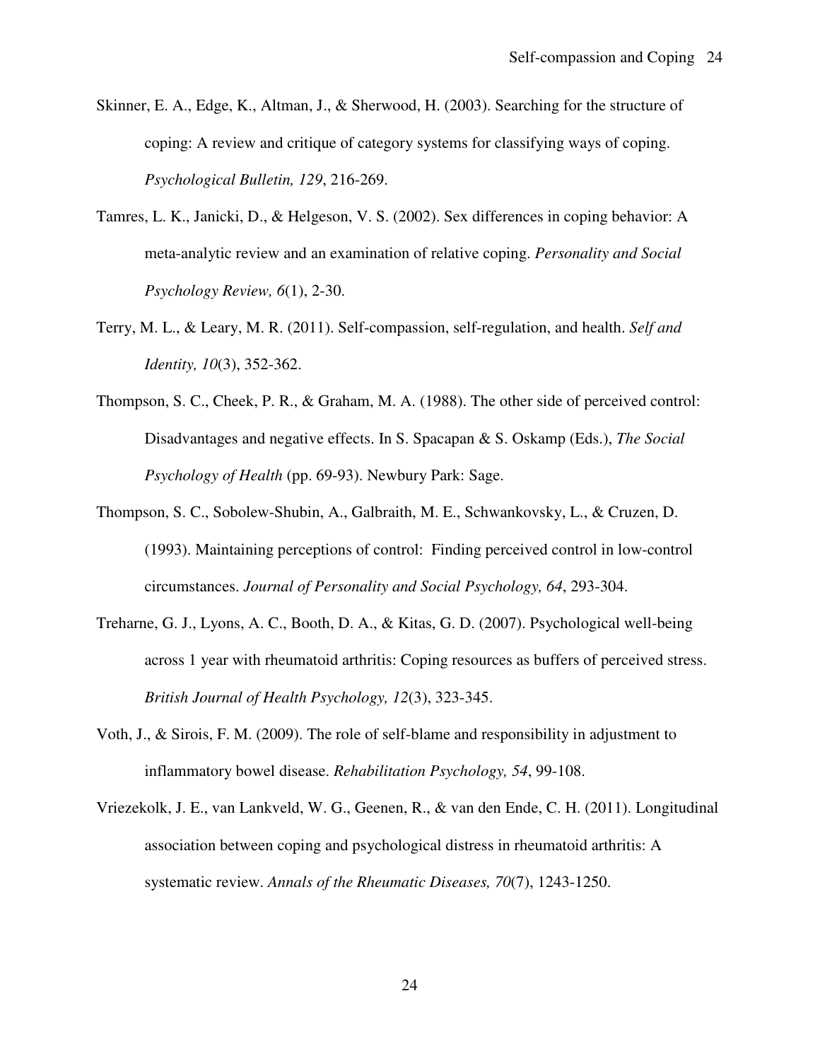Skinner, E. A., Edge, K., Altman, J., & Sherwood, H. (2003). Searching for the structure of coping: A review and critique of category systems for classifying ways of coping. *Psychological Bulletin, 129*, 216-269.

Tamres, L. K., Janicki, D., & Helgeson, V. S. (2002). Sex differences in coping behavior: A meta-analytic review and an examination of relative coping. *Personality and Social Psychology Review, 6*(1), 2-30.

Terry, M. L., & Leary, M. R. (2011). Self-compassion, self-regulation, and health. *Self and Identity, 10*(3), 352-362.

Thompson, S. C., Cheek, P. R., & Graham, M. A. (1988). The other side of perceived control: Disadvantages and negative effects. In S. Spacapan & S. Oskamp (Eds.), *The Social Psychology of Health* (pp. 69-93). Newbury Park: Sage.

Thompson, S. C., Sobolew-Shubin, A., Galbraith, M. E., Schwankovsky, L., & Cruzen, D. (1993). Maintaining perceptions of control: Finding perceived control in low-control circumstances. *Journal of Personality and Social Psychology, 64*, 293-304.

Treharne, G. J., Lyons, A. C., Booth, D. A., & Kitas, G. D. (2007). Psychological well-being across 1 year with rheumatoid arthritis: Coping resources as buffers of perceived stress. *British Journal of Health Psychology, 12*(3), 323-345.

Voth, J., & Sirois, F. M. (2009). The role of self-blame and responsibility in adjustment to inflammatory bowel disease. *Rehabilitation Psychology, 54*, 99-108.

Vriezekolk, J. E., van Lankveld, W. G., Geenen, R., & van den Ende, C. H. (2011). Longitudinal association between coping and psychological distress in rheumatoid arthritis: A systematic review. *Annals of the Rheumatic Diseases, 70*(7), 1243-1250.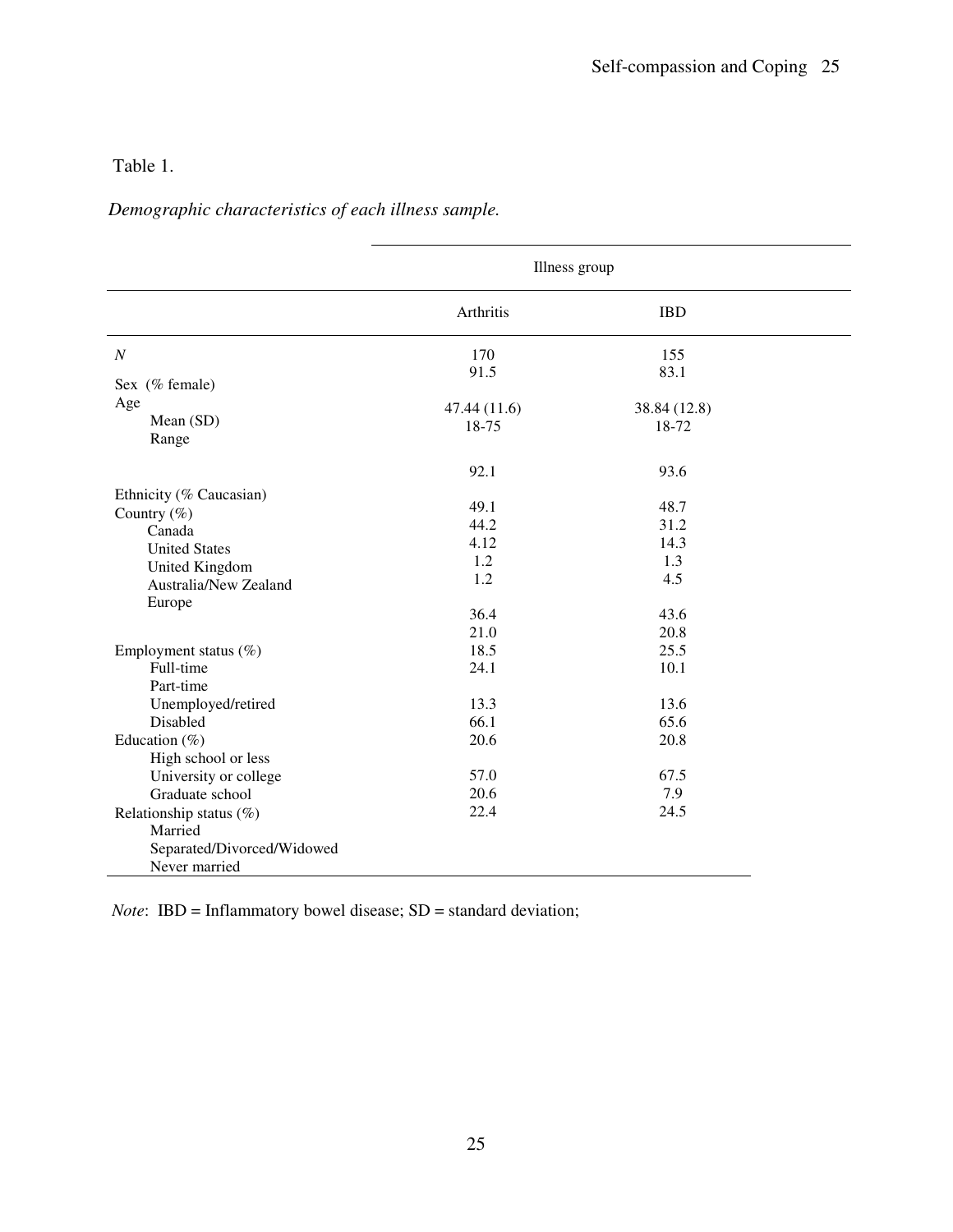Table 1.

*Demographic characteristics of each illness sample.*

| | Illness group | |
|---|---|---|
| | Arthritis | IBD |
| *N* | 170 | 155 |
| Sex (% female) | 91.5 | 83.1 |
| Age | | |
| Mean (SD) | 47.44 (11.6) | 38.84 (12.8) |
| Range | 18-75 | 18-72 |
| Ethnicity (% Caucasian) | 92.1 | 93.6 |
| Country (%) | | |
| Canada | 49.1 | 48.7 |
| United States | 44.2 | 31.2 |
| United Kingdom | 4.12 | 14.3 |
| Australia/New Zealand | 1.2 | 1.3 |
| Europe | 1.2 | 4.5 |
| Employment status (%) | | |
| Full-time | 36.4 | 43.6 |
| Part-time | 21.0 | 20.8 |
| Unemployed/retired | 18.5 | 25.5 |
| Disabled | 24.1 | 10.1 |
| Education (%) | | |
| High school or less | 13.3 | 13.6 |
| University or college | 66.1 | 65.6 |
| Graduate school | 20.6 | 20.8 |
| Relationship status (%) | | |
| Married | 57.0 | 67.5 |
| Separated/Divorced/Widowed | 20.6 | 7.9 |
| Never married | 22.4 | 24.5 |

*Note*: IBD = Inflammatory bowel disease; SD = standard deviation;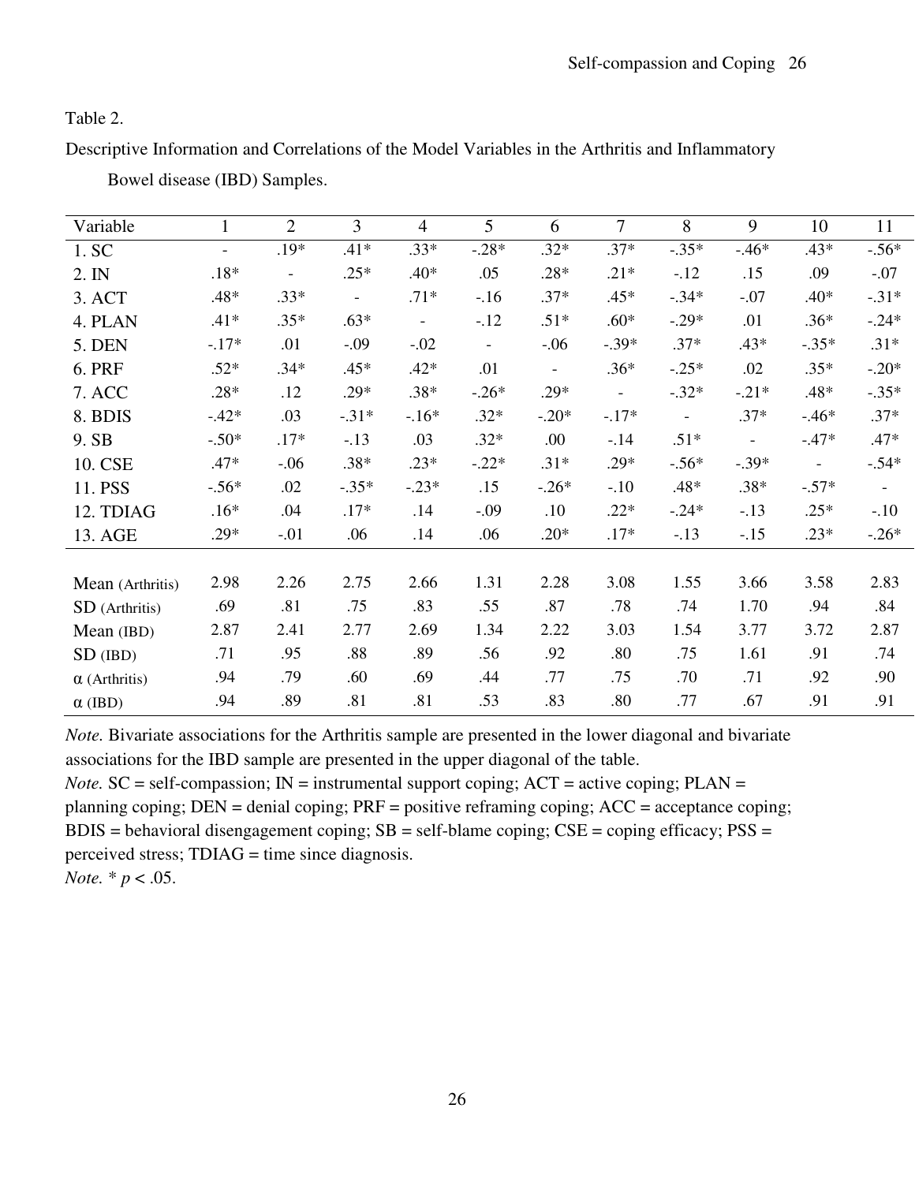Table 2.

Descriptive Information and Correlations of the Model Variables in the Arthritis and Inflammatory Bowel disease (IBD) Samples.

| Variable | 1 | 2 | 3 | 4 | 5 | 6 | 7 | 8 | 9 | 10 | 11 |
|---|---|---|---|---|---|---|---|---|---|---|---|
| 1. SC | - | .19* | .41* | .33* | -.28* | .32* | .37* | -.35* | -.46* | .43* | -.56* |
| 2. IN | .18* | - | .25* | .40* | .05 | .28* | .21* | -.12 | .15 | .09 | -.07 |
| 3. ACT | .48* | .33* | - | .71* | -.16 | .37* | .45* | -.34* | -.07 | .40* | -.31* |
| 4. PLAN | .41* | .35* | .63* | - | -.12 | .51* | .60* | -.29* | .01 | .36* | -.24* |
| 5. DEN | -.17* | .01 | -.09 | -.02 | - | -.06 | -.39* | .37* | .43* | -.35* | .31* |
| 6. PRF | .52* | .34* | .45* | .42* | .01 | - | .36* | -.25* | .02 | .35* | -.20* |
| 7. ACC | .28* | .12 | .29* | .38* | -.26* | .29* | - | -.32* | -.21* | .48* | -.35* |
| 8. BDIS | -.42* | .03 | -.31* | -.16* | .32* | -.20* | -.17* | - | .37* | -.46* | .37* |
| 9. SB | -.50* | .17* | -.13 | .03 | .32* | .00 | -.14 | .51* | - | -.47* | .47* |
| 10. CSE | .47* | -.06 | .38* | .23* | -.22* | .31* | .29* | -.56* | -.39* | - | -.54* |
| 11. PSS | -.56* | .02 | -.35* | -.23* | .15 | -.26* | -.10 | .48* | .38* | -.57* | - |
| 12. TDIAG | .16* | .04 | .17* | .14 | -.09 | .10 | .22* | -.24* | -.13 | .25* | -.10 |
| 13. AGE | .29* | -.01 | .06 | .14 | .06 | .20* | .17* | -.13 | -.15 | .23* | -.26* |
| Mean (Arthritis) | 2.98 | 2.26 | 2.75 | 2.66 | 1.31 | 2.28 | 3.08 | 1.55 | 3.66 | 3.58 | 2.83 |
| SD (Arthritis) | .69 | .81 | .75 | .83 | .55 | .87 | .78 | .74 | 1.70 | .94 | .84 |
| Mean (IBD) | 2.87 | 2.41 | 2.77 | 2.69 | 1.34 | 2.22 | 3.03 | 1.54 | 3.77 | 3.72 | 2.87 |
| SD (IBD) | .71 | .95 | .88 | .89 | .56 | .92 | .80 | .75 | 1.61 | .91 | .74 |
| α (Arthritis) | .94 | .79 | .60 | .69 | .44 | .77 | .75 | .70 | .71 | .92 | .90 |
| α (IBD) | .94 | .89 | .81 | .81 | .53 | .83 | .80 | .77 | .67 | .91 | .91 |

*Note.* Bivariate associations for the Arthritis sample are presented in the lower diagonal and bivariate associations for the IBD sample are presented in the upper diagonal of the table.

*Note.* SC = self-compassion; IN = instrumental support coping; ACT = active coping; PLAN = planning coping; DEN = denial coping; PRF = positive reframing coping; ACC = acceptance coping; BDIS = behavioral disengagement coping; SB = self-blame coping; CSE = coping efficacy; PSS = perceived stress; TDIAG = time since diagnosis.

*Note.* * $p < .05$.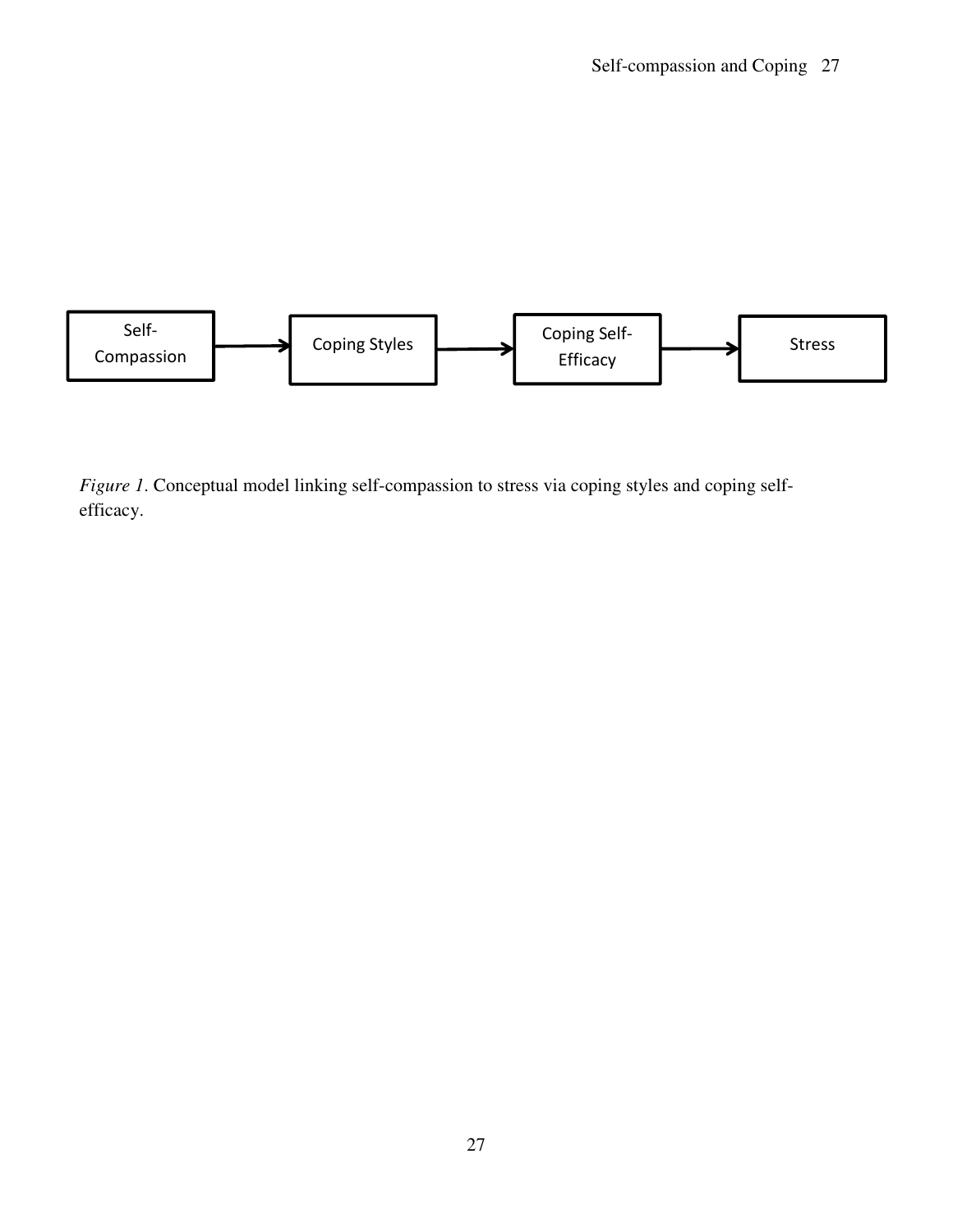Self-Compassion → Coping Styles → Coping Self-Efficacy → Stress

*Figure 1*. Conceptual model linking self-compassion to stress via coping styles and coping self-efficacy.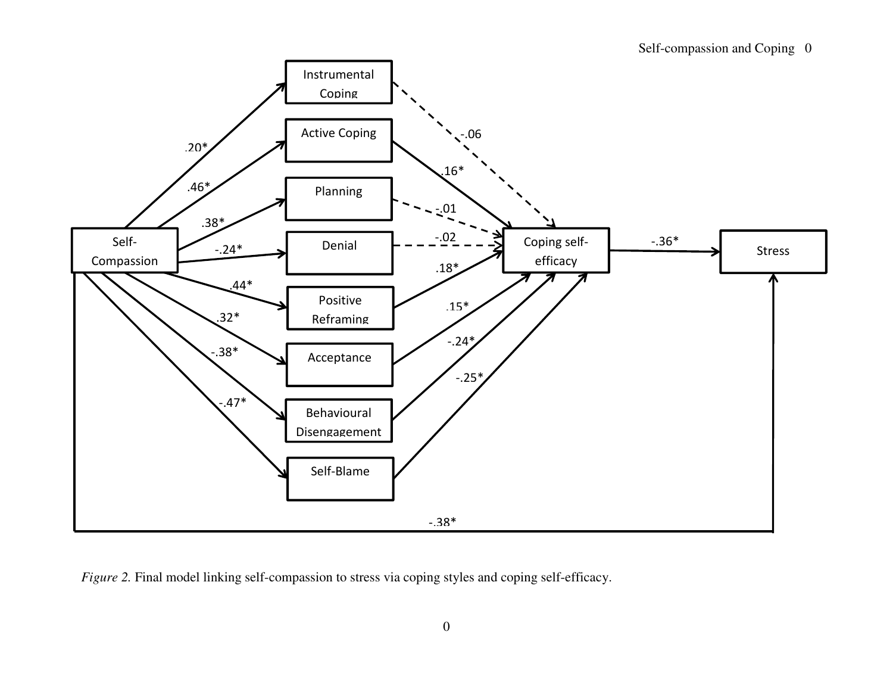*Figure 2.* Final model linking self-compassion to stress via coping styles and coping self-efficacy.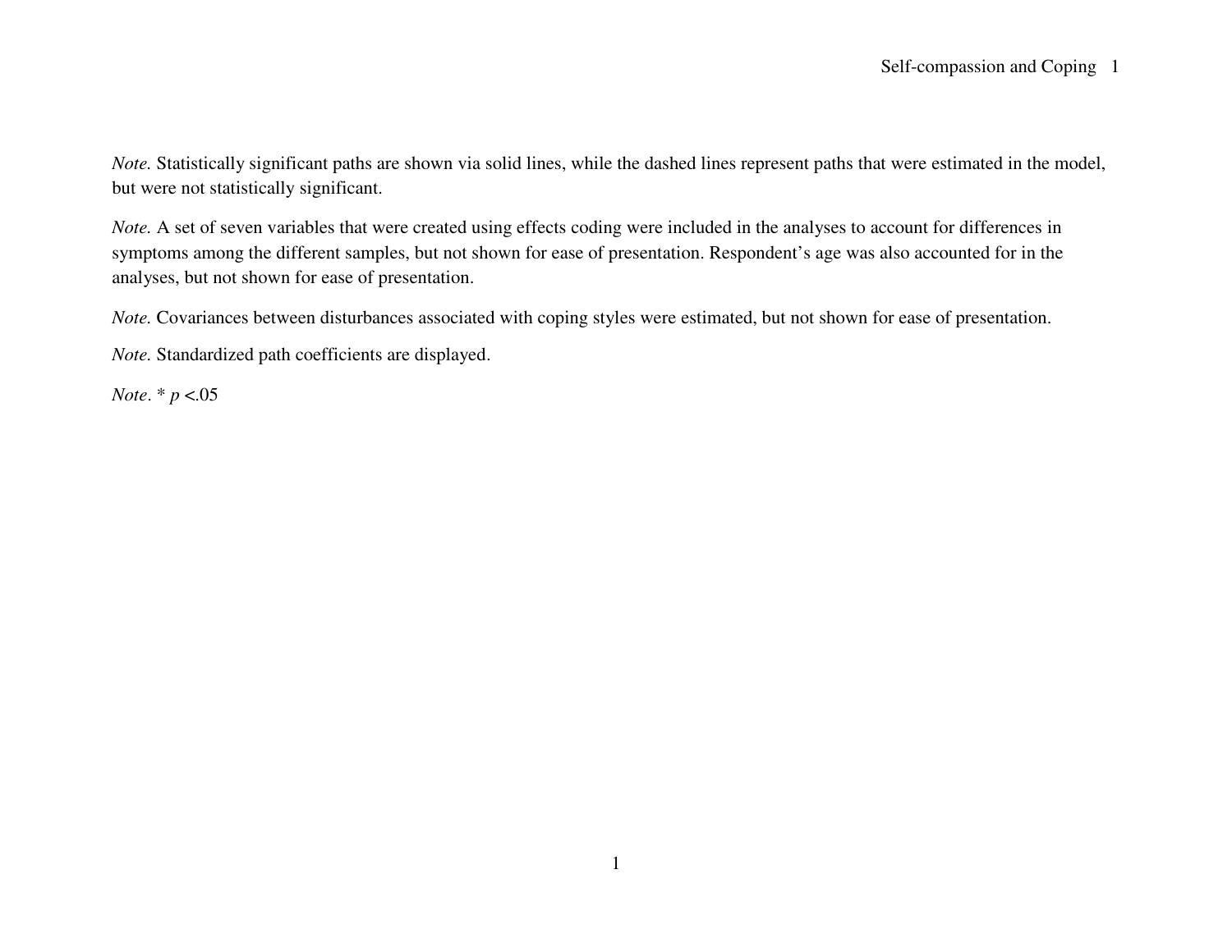*Note.* Statistically significant paths are shown via solid lines, while the dashed lines represent paths that were estimated in the model, but were not statistically significant.

*Note.* A set of seven variables that were created using effects coding were included in the analyses to account for differences in symptoms among the different samples, but not shown for ease of presentation. Respondent's age was also accounted for in the analyses, but not shown for ease of presentation.

*Note.* Covariances between disturbances associated with coping styles were estimated, but not shown for ease of presentation.

*Note.* Standardized path coefficients are displayed.

*Note*. * $p$ <.05